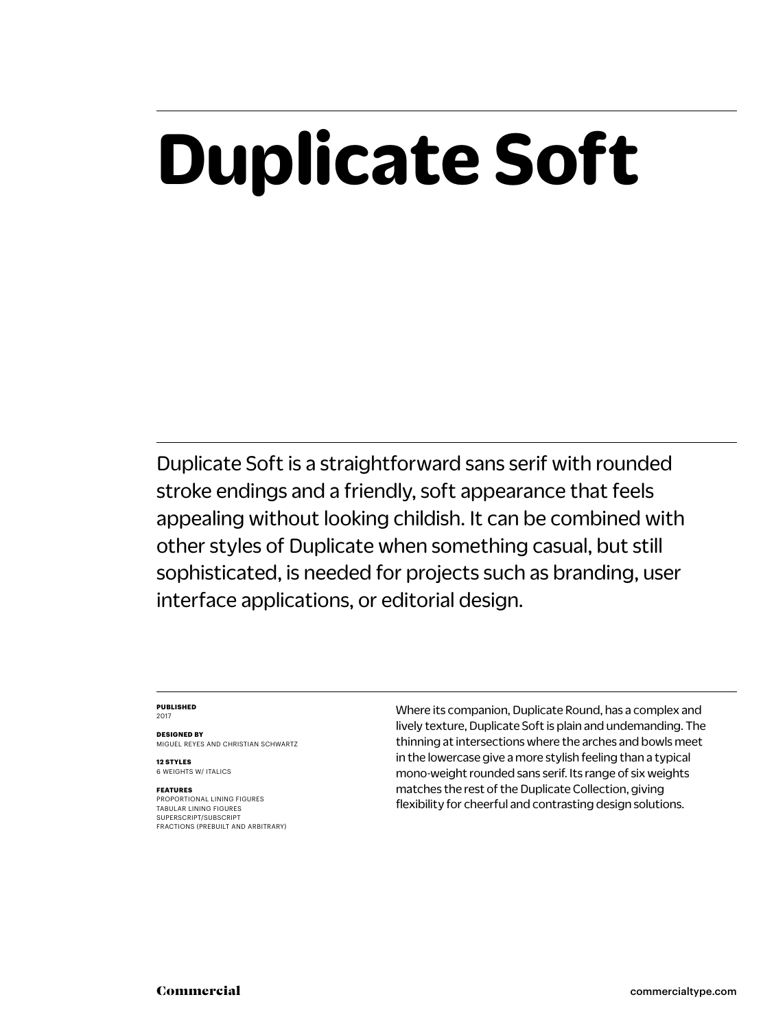# Duplicate Soft

Duplicate Soft is a straightforward sans serif with rounded stroke endings and a friendly, soft appearance that feels appealing without looking childish. It can be combined with other styles of Duplicate when something casual, but still sophisticated, is needed for projects such as branding, user interface applications, or editorial design.

**PUBLISHED**
2017

**DESIGNED BY**
MIGUEL REYES AND CHRISTIAN SCHWARTZ

**12 STYLES**
6 WEIGHTS W/ ITALICS

**FEATURES**
PROPORTIONAL LINING FIGURES
TABULAR LINING FIGURES
SUPERSCRIPT/SUBSCRIPT
FRACTIONS (PREBUILT AND ARBITRARY)

Where its companion, Duplicate Round, has a complex and lively texture, Duplicate Soft is plain and undemanding. The thinning at intersections where the arches and bowls meet in the lowercase give a more stylish feeling than a typical mono-weight rounded sans serif. Its range of six weights matches the rest of the Duplicate Collection, giving flexibility for cheerful and contrasting design solutions.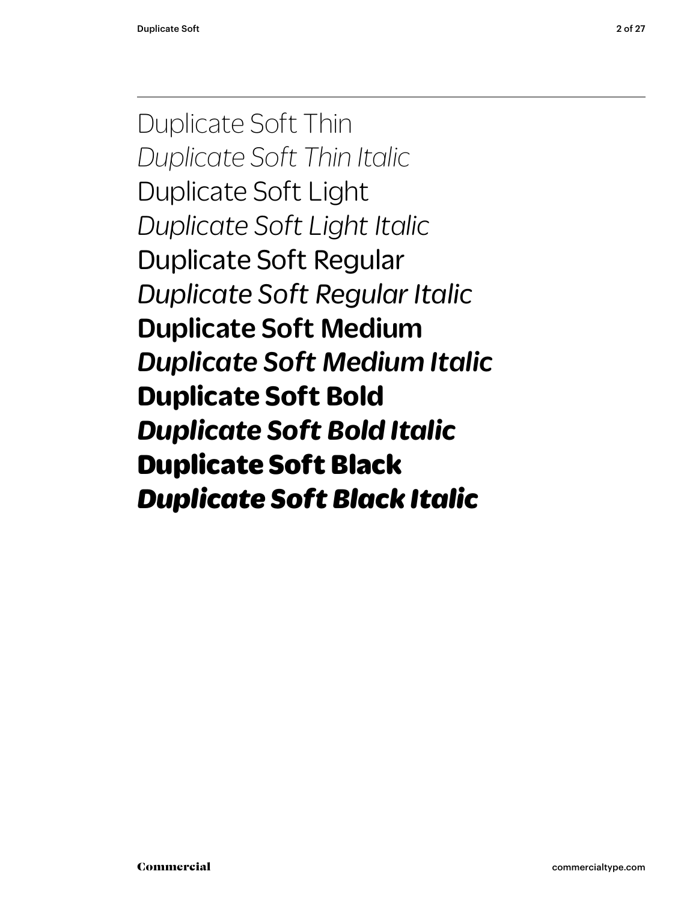Duplicate Soft Thin
*Duplicate Soft Thin Italic*
Duplicate Soft Light
*Duplicate Soft Light Italic*
Duplicate Soft Regular
*Duplicate Soft Regular Italic*
**Duplicate Soft Medium**
***Duplicate Soft Medium Italic***
**Duplicate Soft Bold**
***Duplicate Soft Bold Italic***
**Duplicate Soft Black**
***Duplicate Soft Black Italic***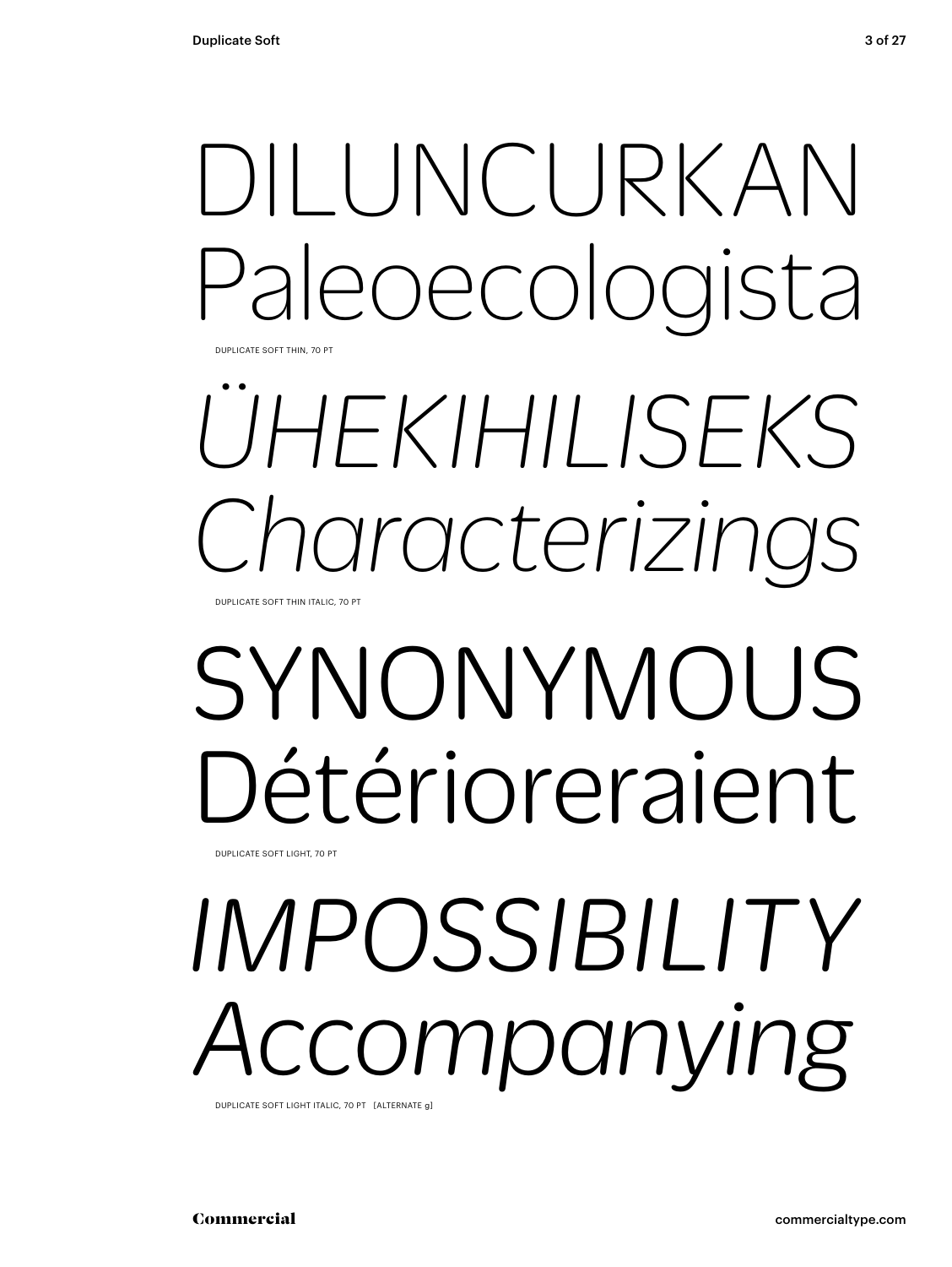DILUNCURKAN
Paleoecologista

DUPLICATE SOFT THIN, 70 PT

*ÜHEKIHILISEKS*
*Characterizings*

DUPLICATE SOFT THIN ITALIC, 70 PT

SYNONYMOUS
Détérioreraient

DUPLICATE SOFT LIGHT, 70 PT

*IMPOSSIBILITY*
*Accompanying*

DUPLICATE SOFT LIGHT ITALIC, 70 PT [ALTERNATE g]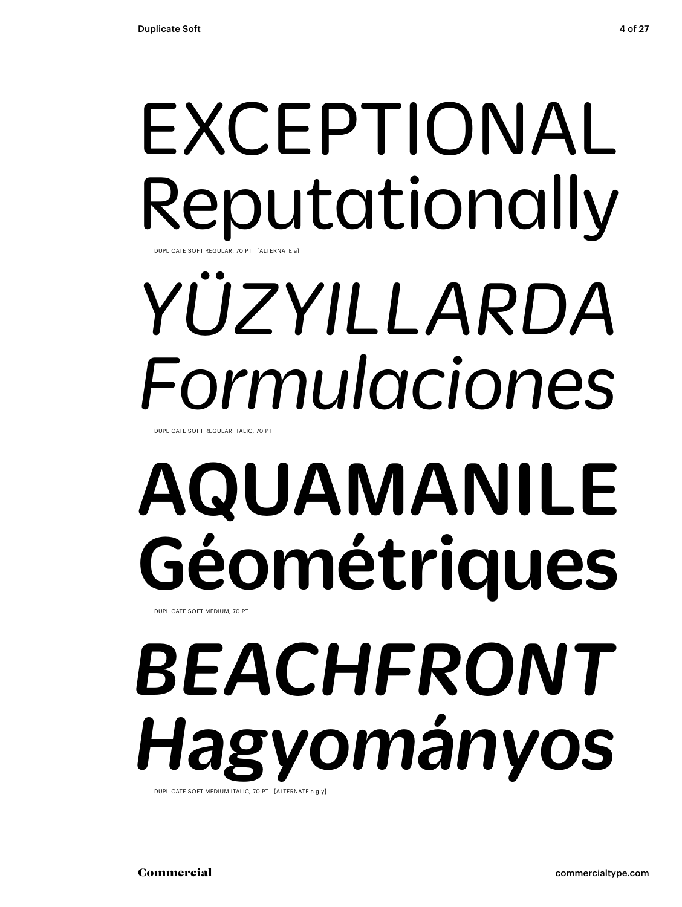EXCEPTIONAL
Reputationally

DUPLICATE SOFT REGULAR, 70 PT [ALTERNATE a]

*YÜZYILLARDA*
*Formulaciones*

DUPLICATE SOFT REGULAR ITALIC, 70 PT

**AQUAMANILE**
**Géométriques**

DUPLICATE SOFT MEDIUM, 70 PT

***BEACHFRONT***
***Hagyományos***

DUPLICATE SOFT MEDIUM ITALIC, 70 PT [ALTERNATE a g y]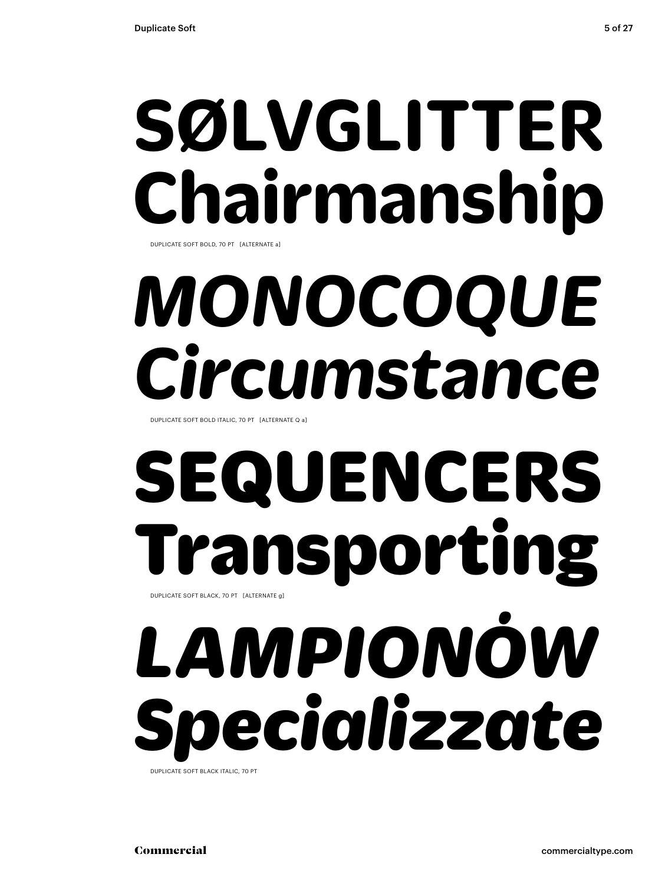# SØLVGLITTER Chairmanship

DUPLICATE SOFT BOLD, 70 PT [ALTERNATE a]

# *MONOCOQUE Circumstance*

DUPLICATE SOFT BOLD ITALIC, 70 PT [ALTERNATE Q a]

# SEQUENCERS Transporting

DUPLICATE SOFT BLACK, 70 PT [ALTERNATE g]

# *LAMPIONÓW Specializzate*

DUPLICATE SOFT BLACK ITALIC, 70 PT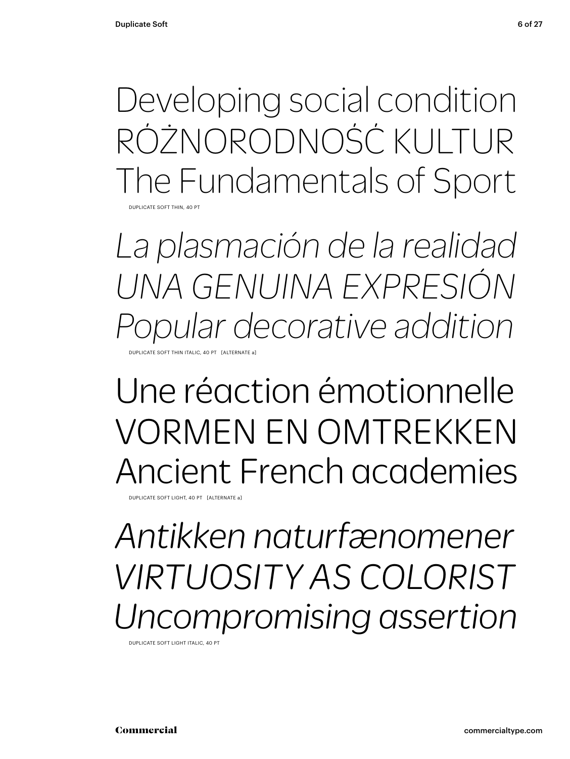Developing social condition
RÓŻNORODNOŚĆ KULTUR
The Fundamentals of Sport

DUPLICATE SOFT THIN, 40 PT

*La plasmación de la realidad*
*UNA GENUINA EXPRESIÓN*
*Popular decorative addition*

DUPLICATE SOFT THIN ITALIC, 40 PT [ALTERNATE a]

Une réaction émotionnelle
VORMEN EN OMTREKKEN
Ancient French academies

DUPLICATE SOFT LIGHT, 40 PT [ALTERNATE a]

*Antikken naturfænomener*
*VIRTUOSITY AS COLORIST*
*Uncompromising assertion*

DUPLICATE SOFT LIGHT ITALIC, 40 PT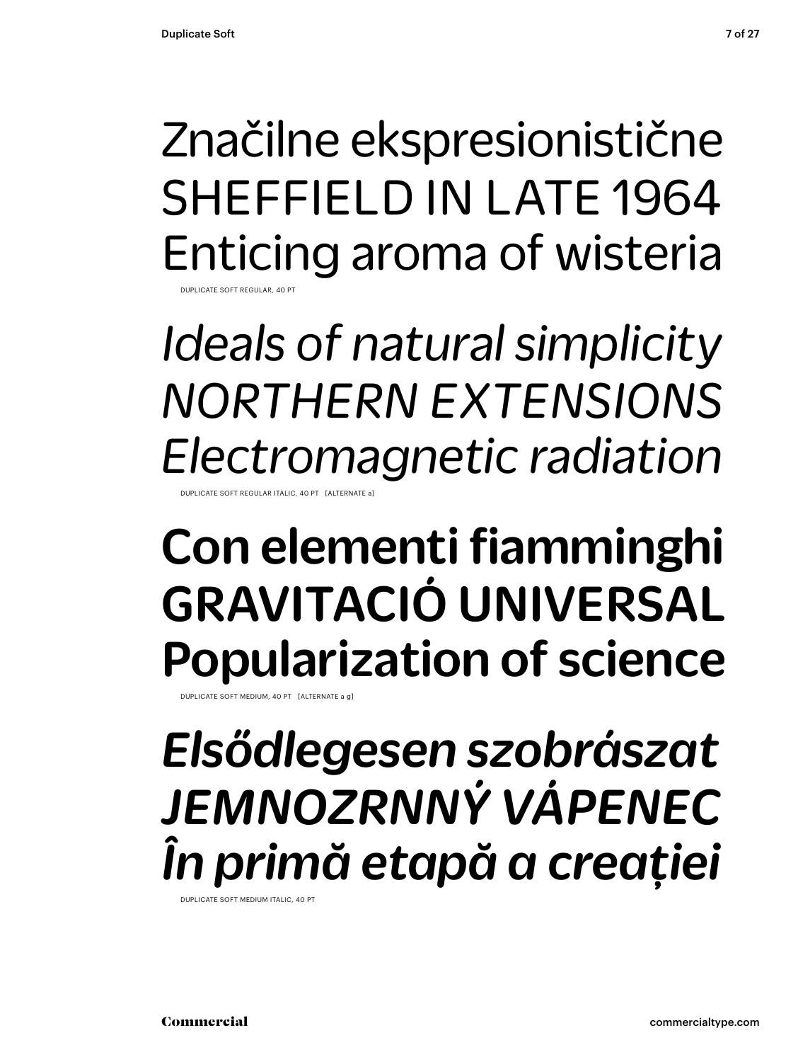Značilne ekspresionistične
SHEFFIELD IN LATE 1964
Enticing aroma of wisteria

DUPLICATE SOFT REGULAR, 40 PT

*Ideals of natural simplicity*
*NORTHERN EXTENSIONS*
*Electromagnetic radiation*

DUPLICATE SOFT REGULAR ITALIC, 40 PT [ALTERNATE a]

**Con elementi fiamminghi**
**GRAVITACIÓ UNIVERSAL**
**Popularization of science**

DUPLICATE SOFT MEDIUM, 40 PT [ALTERNATE a g]

***Elsődlegesen szobrászat***
***JEMNOZRNNÝ VÁPENEC***
***În primă etapă a creației***

DUPLICATE SOFT MEDIUM ITALIC, 40 PT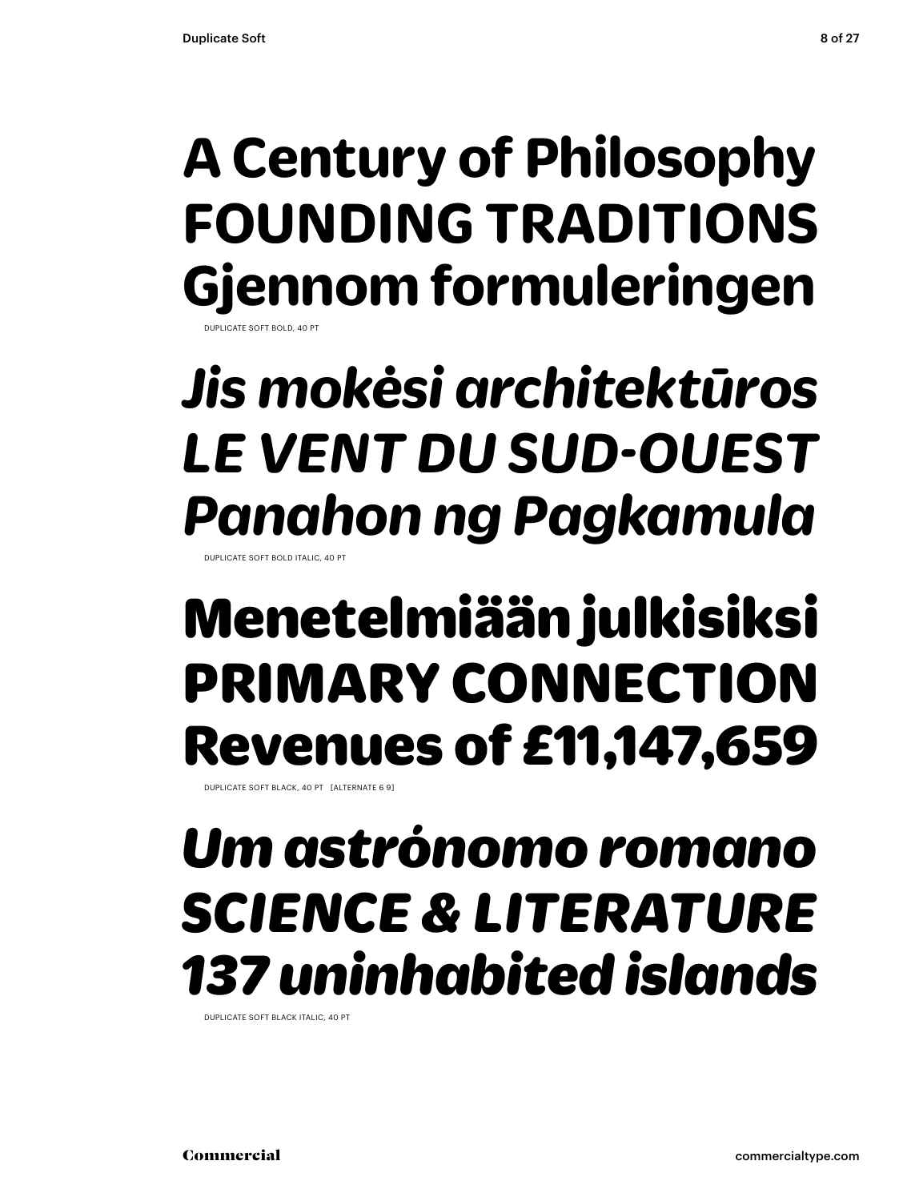**A Century of Philosophy**
**FOUNDING TRADITIONS**
**Gjennom formuleringen**

DUPLICATE SOFT BOLD, 40 PT

***Jis mokėsi architektūros***
***LE VENT DU SUD-OUEST***
***Panahon ng Pagkamula***

DUPLICATE SOFT BOLD ITALIC, 40 PT

**Menetelmiään julkisiksi**
**PRIMARY CONNECTION**
**Revenues of £11,147,659**

DUPLICATE SOFT BLACK, 40 PT [ALTERNATE 6 9]

***Um astrónomo romano***
***SCIENCE & LITERATURE***
***137 uninhabited islands***

DUPLICATE SOFT BLACK ITALIC, 40 PT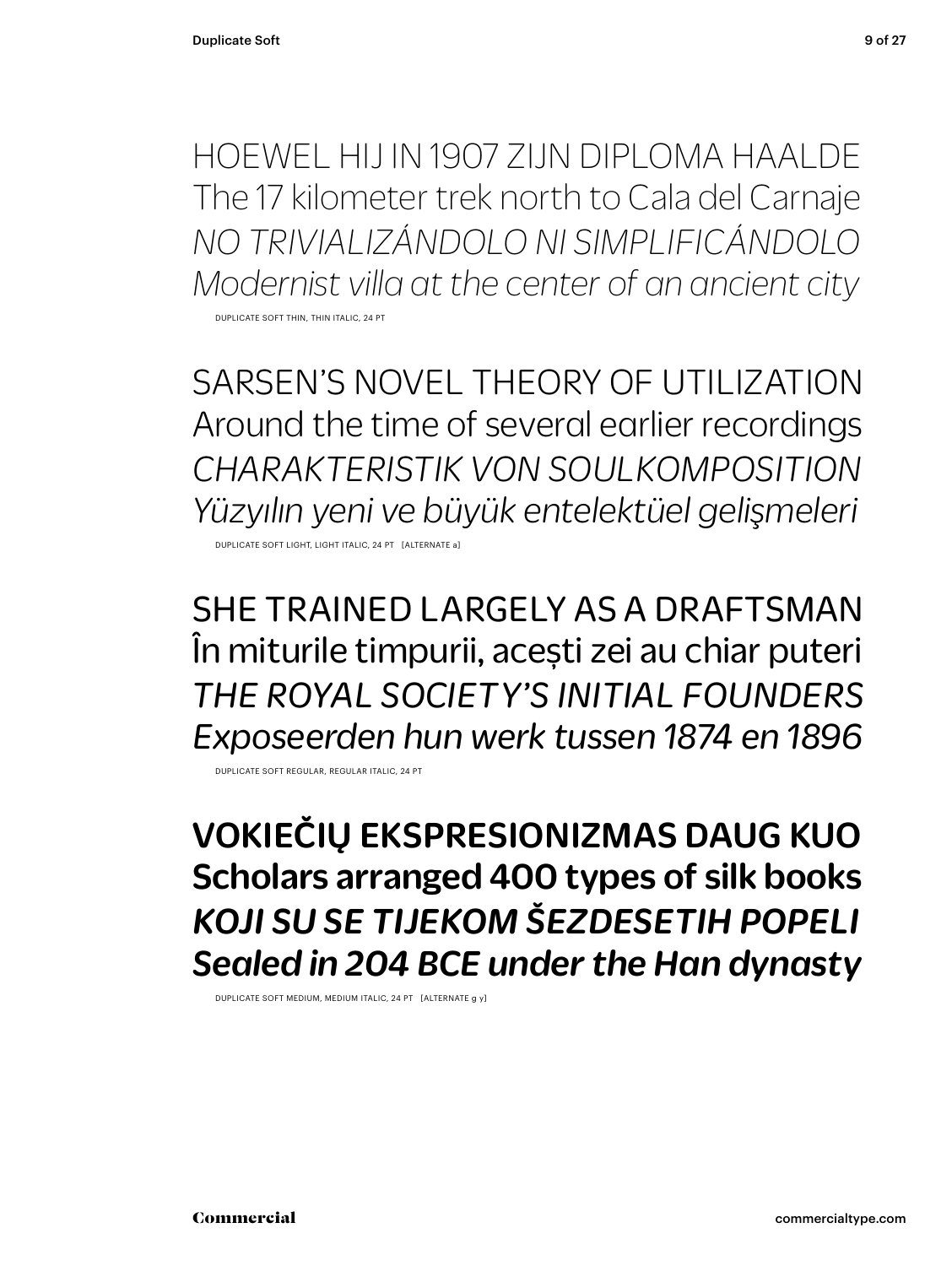HOEWEL HIJ IN 1907 ZIJN DIPLOMA HAALDE
The 17 kilometer trek north to Cala del Carnaje
*NO TRIVIALIZÁNDOLO NI SIMPLIFICÁNDOLO*
*Modernist villa at the center of an ancient city*

DUPLICATE SOFT THIN, THIN ITALIC, 24 PT

SARSEN'S NOVEL THEORY OF UTILIZATION
Around the time of several earlier recordings
*CHARAKTERISTIK VON SOULKOMPOSITION*
*Yüzyılın yeni ve büyük entelektüel gelişmeleri*

DUPLICATE SOFT LIGHT, LIGHT ITALIC, 24 PT [ALTERNATE a]

SHE TRAINED LARGELY AS A DRAFTSMAN
În miturile timpurii, acești zei au chiar puteri
*THE ROYAL SOCIETY'S INITIAL FOUNDERS*
*Exposeerden hun werk tussen 1874 en 1896*

DUPLICATE SOFT REGULAR, REGULAR ITALIC, 24 PT

**VOKIEČIŲ EKSPRESIONIZMAS DAUG KUO**
**Scholars arranged 400 types of silk books**
***KOJI SU SE TIJEKOM ŠEZDESETIH POPELI***
***Sealed in 204 BCE under the Han dynasty***

DUPLICATE SOFT MEDIUM, MEDIUM ITALIC, 24 PT [ALTERNATE g y]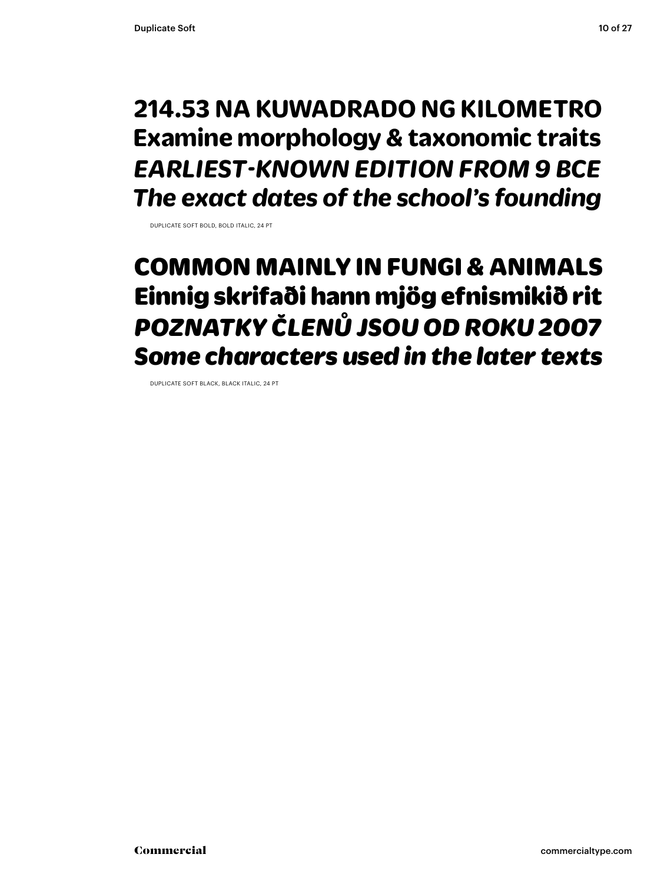**214.53 NA KUWADRADO NG KILOMETRO**
**Examine morphology & taxonomic traits**
***EARLIEST-KNOWN EDITION FROM 9 BCE***
***The exact dates of the school's founding***

DUPLICATE SOFT BOLD, BOLD ITALIC, 24 PT

**COMMON MAINLY IN FUNGI & ANIMALS**
**Einnig skrifaði hann mjög efnismikið rit**
***POZNATKY ČLENŮ JSOU OD ROKU 2007***
***Some characters used in the later texts***

DUPLICATE SOFT BLACK, BLACK ITALIC, 24 PT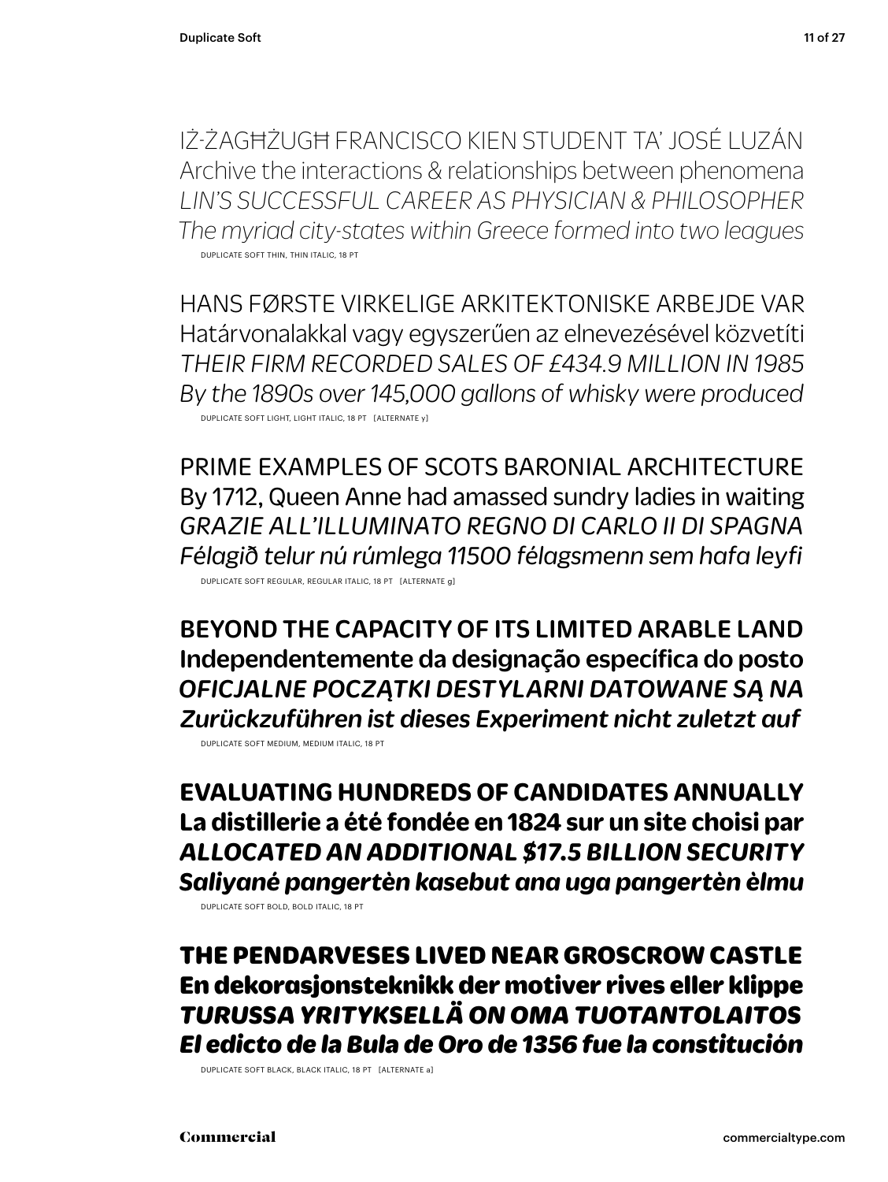IŻ-ŻAGĦŻUGĦ FRANCISCO KIEN STUDENT TA' JOSÉ LUZÁN
Archive the interactions & relationships between phenomena
*LIN'S SUCCESSFUL CAREER AS PHYSICIAN & PHILOSOPHER*
*The myriad city-states within Greece formed into two leagues*

DUPLICATE SOFT THIN, THIN ITALIC, 18 PT

HANS FØRSTE VIRKELIGE ARKITEKTONISKE ARBEJDE VAR
Határvonalakkal vagy egyszerűen az elnevezésével közvetíti
*THEIR FIRM RECORDED SALES OF £434.9 MILLION IN 1985*
*By the 1890s over 145,000 gallons of whisky were produced*

DUPLICATE SOFT LIGHT, LIGHT ITALIC, 18 PT [ALTERNATE y]

PRIME EXAMPLES OF SCOTS BARONIAL ARCHITECTURE
By 1712, Queen Anne had amassed sundry ladies in waiting
*GRAZIE ALL'ILLUMINATO REGNO DI CARLO II DI SPAGNA*
*Félagið telur nú rúmlega 11500 félagsmenn sem hafa leyfi*

DUPLICATE SOFT REGULAR, REGULAR ITALIC, 18 PT [ALTERNATE g]

**BEYOND THE CAPACITY OF ITS LIMITED ARABLE LAND**
**Independentemente da designação específica do posto**
***OFICJALNE POCZĄTKI DESTYLARNI DATOWANE SĄ NA***
***Zurückzuführen ist dieses Experiment nicht zuletzt auf***

DUPLICATE SOFT MEDIUM, MEDIUM ITALIC, 18 PT

**EVALUATING HUNDREDS OF CANDIDATES ANNUALLY**
**La distillerie a été fondée en 1824 sur un site choisi par**
***ALLOCATED AN ADDITIONAL $17.5 BILLION SECURITY***
***Saliyané pangertèn kasebut ana uga pangertèn èlmu***

DUPLICATE SOFT BOLD, BOLD ITALIC, 18 PT

**THE PENDARVESES LIVED NEAR GROSCROW CASTLE**
**En dekorasjonsteknikk der motiver rives eller klippe**
***TURUSSA YRITYKSELLÄ ON OMA TUOTANTOLAITOS***
***El edicto de la Bula de Oro de 1356 fue la constitución***

DUPLICATE SOFT BLACK, BLACK ITALIC, 18 PT [ALTERNATE a]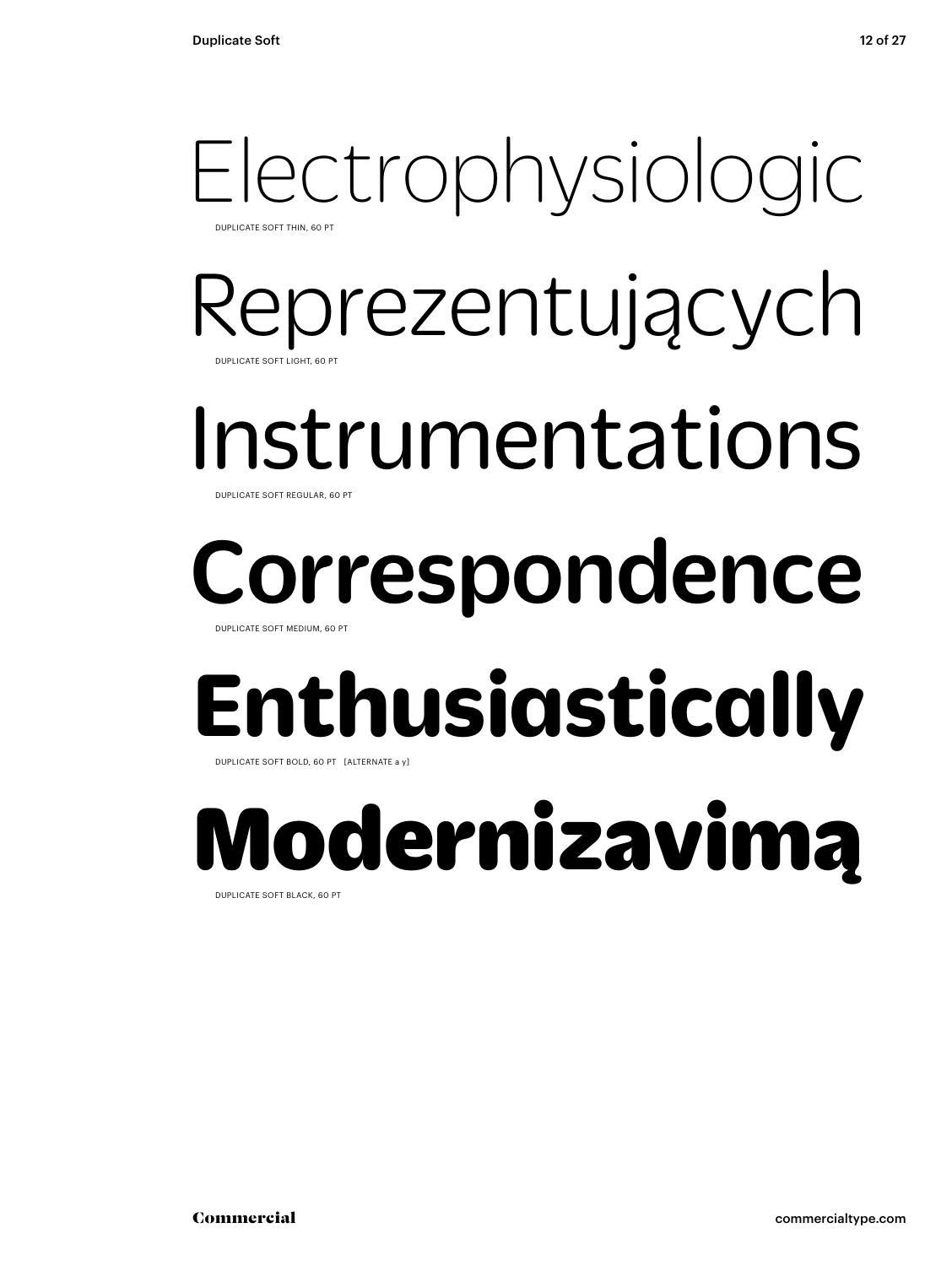Electrophysiologic

DUPLICATE SOFT THIN, 60 PT

Reprezentujących

DUPLICATE SOFT LIGHT, 60 PT

Instrumentations

DUPLICATE SOFT REGULAR, 60 PT

**Correspondence**

DUPLICATE SOFT MEDIUM, 60 PT

**Enthusiastically**

DUPLICATE SOFT BOLD, 60 PT [ALTERNATE a y]

**Modernizavimą**

DUPLICATE SOFT BLACK, 60 PT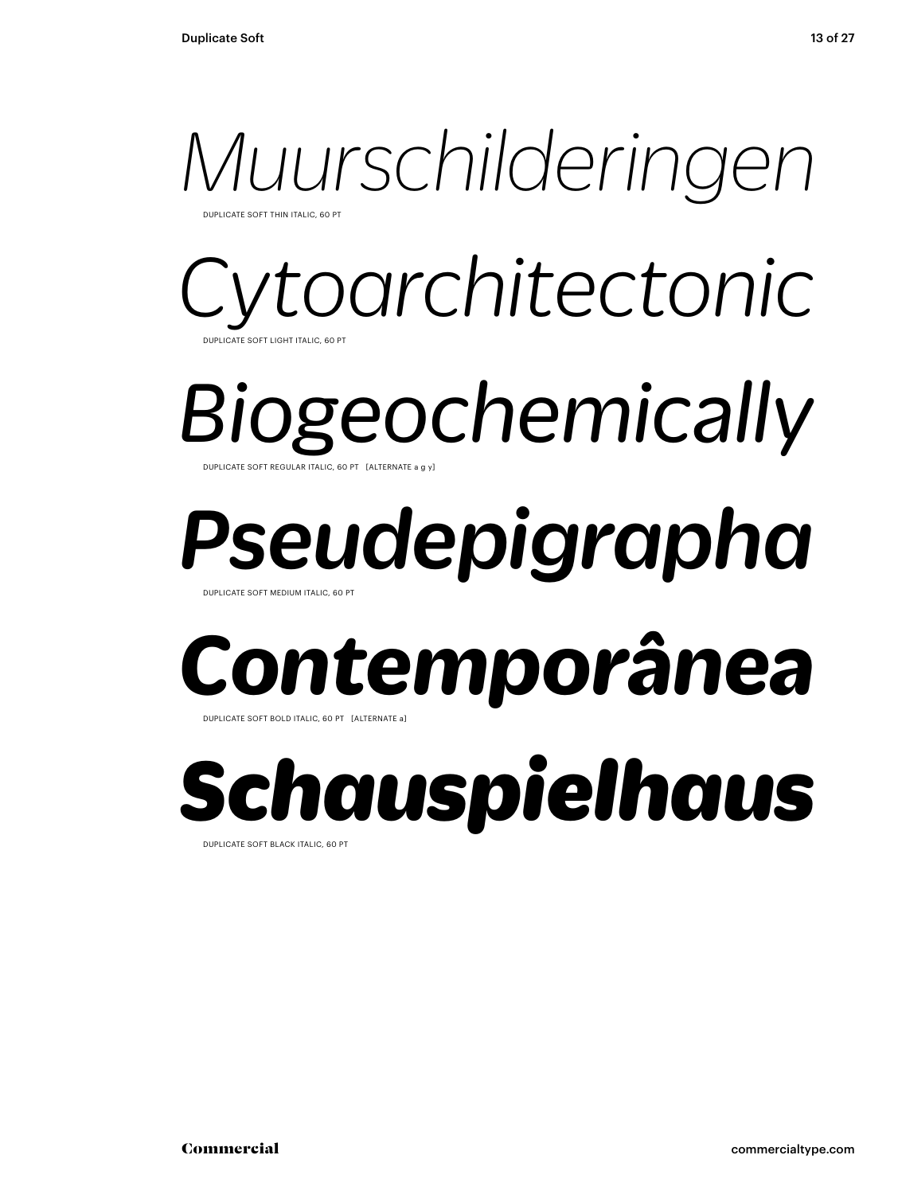*Muurschilderingen*

DUPLICATE SOFT THIN ITALIC, 60 PT

*Cytoarchitectonic*

DUPLICATE SOFT LIGHT ITALIC, 60 PT

*Biogeochemically*

DUPLICATE SOFT REGULAR ITALIC, 60 PT [ALTERNATE a g y]

***Pseudepigrapha***

DUPLICATE SOFT MEDIUM ITALIC, 60 PT

***Contemporânea***

DUPLICATE SOFT BOLD ITALIC, 60 PT [ALTERNATE a]

***Schauspielhaus***

DUPLICATE SOFT BLACK ITALIC, 60 PT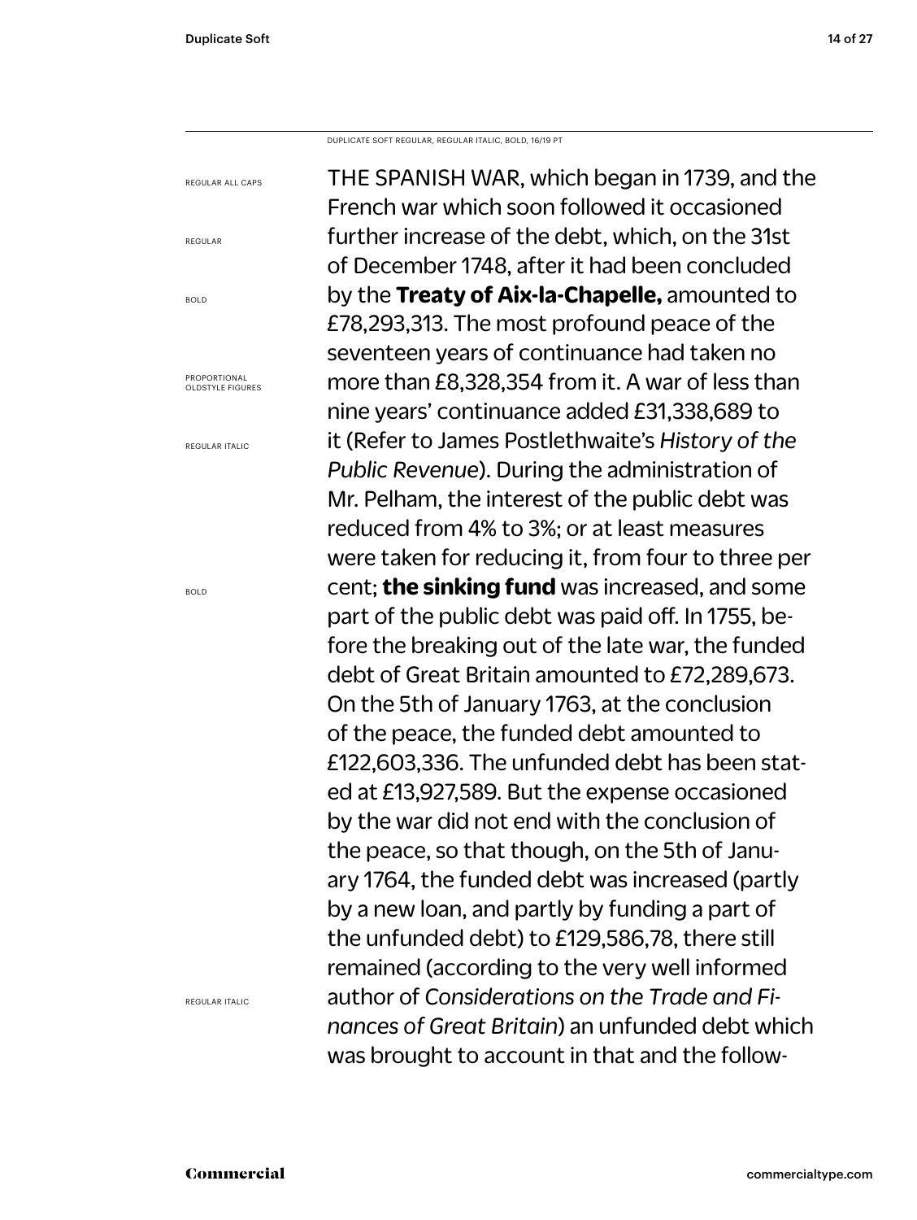DUPLICATE SOFT REGULAR, REGULAR ITALIC, BOLD, 16/19 PT

REGULAR ALL CAPS

REGULAR

BOLD

PROPORTIONAL OLDSTYLE FIGURES

REGULAR ITALIC

BOLD

REGULAR ITALIC

THE SPANISH WAR, which began in 1739, and the French war which soon followed it occasioned further increase of the debt, which, on the 31st of December 1748, after it had been concluded by the **Treaty of Aix-la-Chapelle,** amounted to £78,293,313. The most profound peace of the seventeen years of continuance had taken no more than £8,328,354 from it. A war of less than nine years' continuance added £31,338,689 to it (Refer to James Postlethwaite's *History of the Public Revenue*). During the administration of Mr. Pelham, the interest of the public debt was reduced from 4% to 3%; or at least measures were taken for reducing it, from four to three per cent; **the sinking fund** was increased, and some part of the public debt was paid off. In 1755, before the breaking out of the late war, the funded debt of Great Britain amounted to £72,289,673. On the 5th of January 1763, at the conclusion of the peace, the funded debt amounted to £122,603,336. The unfunded debt has been stated at £13,927,589. But the expense occasioned by the war did not end with the conclusion of the peace, so that though, on the 5th of January 1764, the funded debt was increased (partly by a new loan, and partly by funding a part of the unfunded debt) to £129,586,78, there still remained (according to the very well informed author of *Considerations on the Trade and Finances of Great Britain*) an unfunded debt which was brought to account in that and the follow-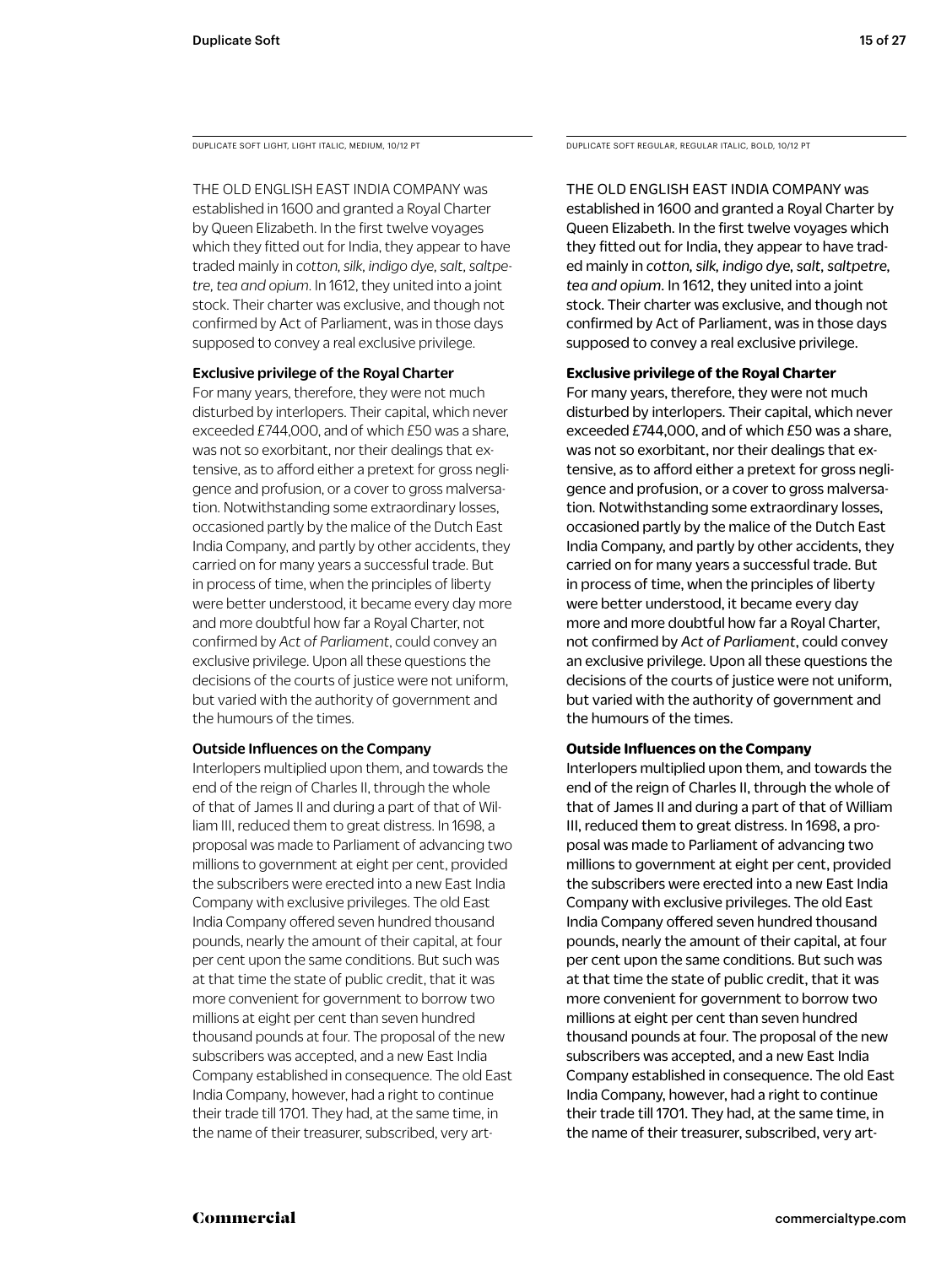DUPLICATE SOFT LIGHT, LIGHT ITALIC, MEDIUM, 10/12 PT

THE OLD ENGLISH EAST INDIA COMPANY was established in 1600 and granted a Royal Charter by Queen Elizabeth. In the first twelve voyages which they fitted out for India, they appear to have traded mainly in *cotton, silk, indigo dye, salt, saltpetre, tea and opium*. In 1612, they united into a joint stock. Their charter was exclusive, and though not confirmed by Act of Parliament, was in those days supposed to convey a real exclusive privilege.

**Exclusive privilege of the Royal Charter**

For many years, therefore, they were not much disturbed by interlopers. Their capital, which never exceeded £744,000, and of which £50 was a share, was not so exorbitant, nor their dealings that extensive, as to afford either a pretext for gross negligence and profusion, or a cover to gross malversation. Notwithstanding some extraordinary losses, occasioned partly by the malice of the Dutch East India Company, and partly by other accidents, they carried on for many years a successful trade. But in process of time, when the principles of liberty were better understood, it became every day more and more doubtful how far a Royal Charter, not confirmed by *Act of Parliament*, could convey an exclusive privilege. Upon all these questions the decisions of the courts of justice were not uniform, but varied with the authority of government and the humours of the times.

**Outside Influences on the Company**

Interlopers multiplied upon them, and towards the end of the reign of Charles II, through the whole of that of James II and during a part of that of William III, reduced them to great distress. In 1698, a proposal was made to Parliament of advancing two millions to government at eight per cent, provided the subscribers were erected into a new East India Company with exclusive privileges. The old East India Company offered seven hundred thousand pounds, nearly the amount of their capital, at four per cent upon the same conditions. But such was at that time the state of public credit, that it was more convenient for government to borrow two millions at eight per cent than seven hundred thousand pounds at four. The proposal of the new subscribers was accepted, and a new East India Company established in consequence. The old East India Company, however, had a right to continue their trade till 1701. They had, at the same time, in the name of their treasurer, subscribed, very art-

DUPLICATE SOFT REGULAR, REGULAR ITALIC, BOLD, 10/12 PT

THE OLD ENGLISH EAST INDIA COMPANY was established in 1600 and granted a Royal Charter by Queen Elizabeth. In the first twelve voyages which they fitted out for India, they appear to have traded mainly in *cotton, silk, indigo dye, salt, saltpetre, tea and opium*. In 1612, they united into a joint stock. Their charter was exclusive, and though not confirmed by Act of Parliament, was in those days supposed to convey a real exclusive privilege.

**Exclusive privilege of the Royal Charter**

For many years, therefore, they were not much disturbed by interlopers. Their capital, which never exceeded £744,000, and of which £50 was a share, was not so exorbitant, nor their dealings that extensive, as to afford either a pretext for gross negligence and profusion, or a cover to gross malversation. Notwithstanding some extraordinary losses, occasioned partly by the malice of the Dutch East India Company, and partly by other accidents, they carried on for many years a successful trade. But in process of time, when the principles of liberty were better understood, it became every day more and more doubtful how far a Royal Charter, not confirmed by *Act of Parliament*, could convey an exclusive privilege. Upon all these questions the decisions of the courts of justice were not uniform, but varied with the authority of government and the humours of the times.

**Outside Influences on the Company**

Interlopers multiplied upon them, and towards the end of the reign of Charles II, through the whole of that of James II and during a part of that of William III, reduced them to great distress. In 1698, a proposal was made to Parliament of advancing two millions to government at eight per cent, provided the subscribers were erected into a new East India Company with exclusive privileges. The old East India Company offered seven hundred thousand pounds, nearly the amount of their capital, at four per cent upon the same conditions. But such was at that time the state of public credit, that it was more convenient for government to borrow two millions at eight per cent than seven hundred thousand pounds at four. The proposal of the new subscribers was accepted, and a new East India Company established in consequence. The old East India Company, however, had a right to continue their trade till 1701. They had, at the same time, in the name of their treasurer, subscribed, very art-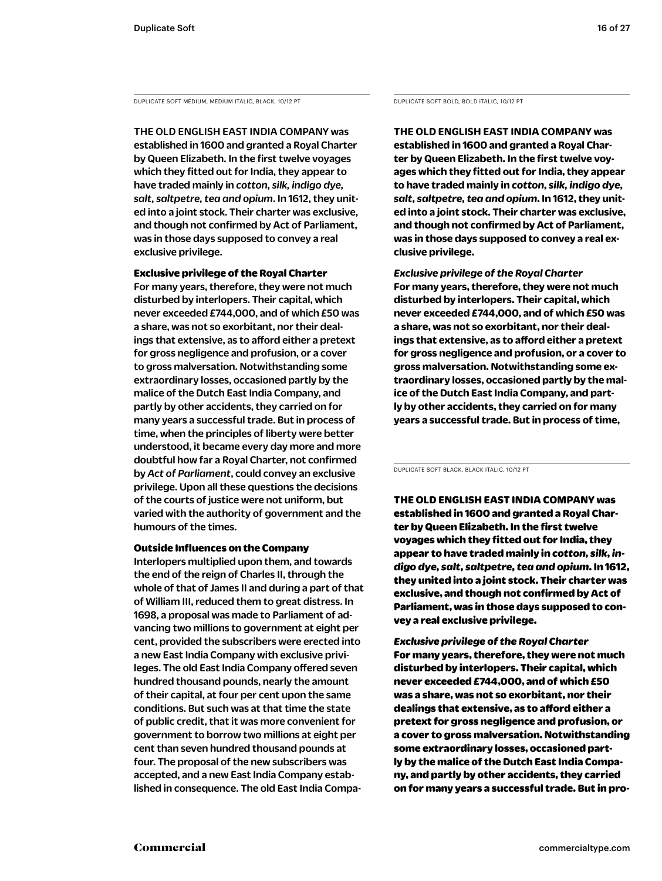DUPLICATE SOFT MEDIUM, MEDIUM ITALIC, BLACK, 10/12 PT

THE OLD ENGLISH EAST INDIA COMPANY was established in 1600 and granted a Royal Charter by Queen Elizabeth. In the first twelve voyages which they fitted out for India, they appear to have traded mainly in *cotton, silk, indigo dye, salt, saltpetre, tea and opium*. In 1612, they united into a joint stock. Their charter was exclusive, and though not confirmed by Act of Parliament, was in those days supposed to convey a real exclusive privilege.

**Exclusive privilege of the Royal Charter**
For many years, therefore, they were not much disturbed by interlopers. Their capital, which never exceeded £744,000, and of which £50 was a share, was not so exorbitant, nor their dealings that extensive, as to afford either a pretext for gross negligence and profusion, or a cover to gross malversation. Notwithstanding some extraordinary losses, occasioned partly by the malice of the Dutch East India Company, and partly by other accidents, they carried on for many years a successful trade. But in process of time, when the principles of liberty were better understood, it became every day more and more doubtful how far a Royal Charter, not confirmed by *Act of Parliament*, could convey an exclusive privilege. Upon all these questions the decisions of the courts of justice were not uniform, but varied with the authority of government and the humours of the times.

**Outside Influences on the Company**
Interlopers multiplied upon them, and towards the end of the reign of Charles II, through the whole of that of James II and during a part of that of William III, reduced them to great distress. In 1698, a proposal was made to Parliament of advancing two millions to government at eight per cent, provided the subscribers were erected into a new East India Company with exclusive privileges. The old East India Company offered seven hundred thousand pounds, nearly the amount of their capital, at four per cent upon the same conditions. But such was at that time the state of public credit, that it was more convenient for government to borrow two millions at eight per cent than seven hundred thousand pounds at four. The proposal of the new subscribers was accepted, and a new East India Company established in consequence. The old East India Compa-

DUPLICATE SOFT BOLD, BOLD ITALIC, 10/12 PT

**THE OLD ENGLISH EAST INDIA COMPANY was established in 1600 and granted a Royal Charter by Queen Elizabeth. In the first twelve voyages which they fitted out for India, they appear to have traded mainly in *cotton, silk, indigo dye, salt, saltpetre, tea and opium*. In 1612, they united into a joint stock. Their charter was exclusive, and though not confirmed by Act of Parliament, was in those days supposed to convey a real exclusive privilege.**

***Exclusive privilege of the Royal Charter***
**For many years, therefore, they were not much disturbed by interlopers. Their capital, which never exceeded £744,000, and of which £50 was a share, was not so exorbitant, nor their dealings that extensive, as to afford either a pretext for gross negligence and profusion, or a cover to gross malversation. Notwithstanding some extraordinary losses, occasioned partly by the malice of the Dutch East India Company, and partly by other accidents, they carried on for many years a successful trade. But in process of time,**

DUPLICATE SOFT BLACK, BLACK ITALIC, 10/12 PT

**THE OLD ENGLISH EAST INDIA COMPANY was established in 1600 and granted a Royal Charter by Queen Elizabeth. In the first twelve voyages which they fitted out for India, they appear to have traded mainly in *cotton, silk, indigo dye, salt, saltpetre, tea and opium*. In 1612, they united into a joint stock. Their charter was exclusive, and though not confirmed by Act of Parliament, was in those days supposed to convey a real exclusive privilege.**

***Exclusive privilege of the Royal Charter***
**For many years, therefore, they were not much disturbed by interlopers. Their capital, which never exceeded £744,000, and of which £50 was a share, was not so exorbitant, nor their dealings that extensive, as to afford either a pretext for gross negligence and profusion, or a cover to gross malversation. Notwithstanding some extraordinary losses, occasioned partly by the malice of the Dutch East India Company, and partly by other accidents, they carried on for many years a successful trade. But in pro-**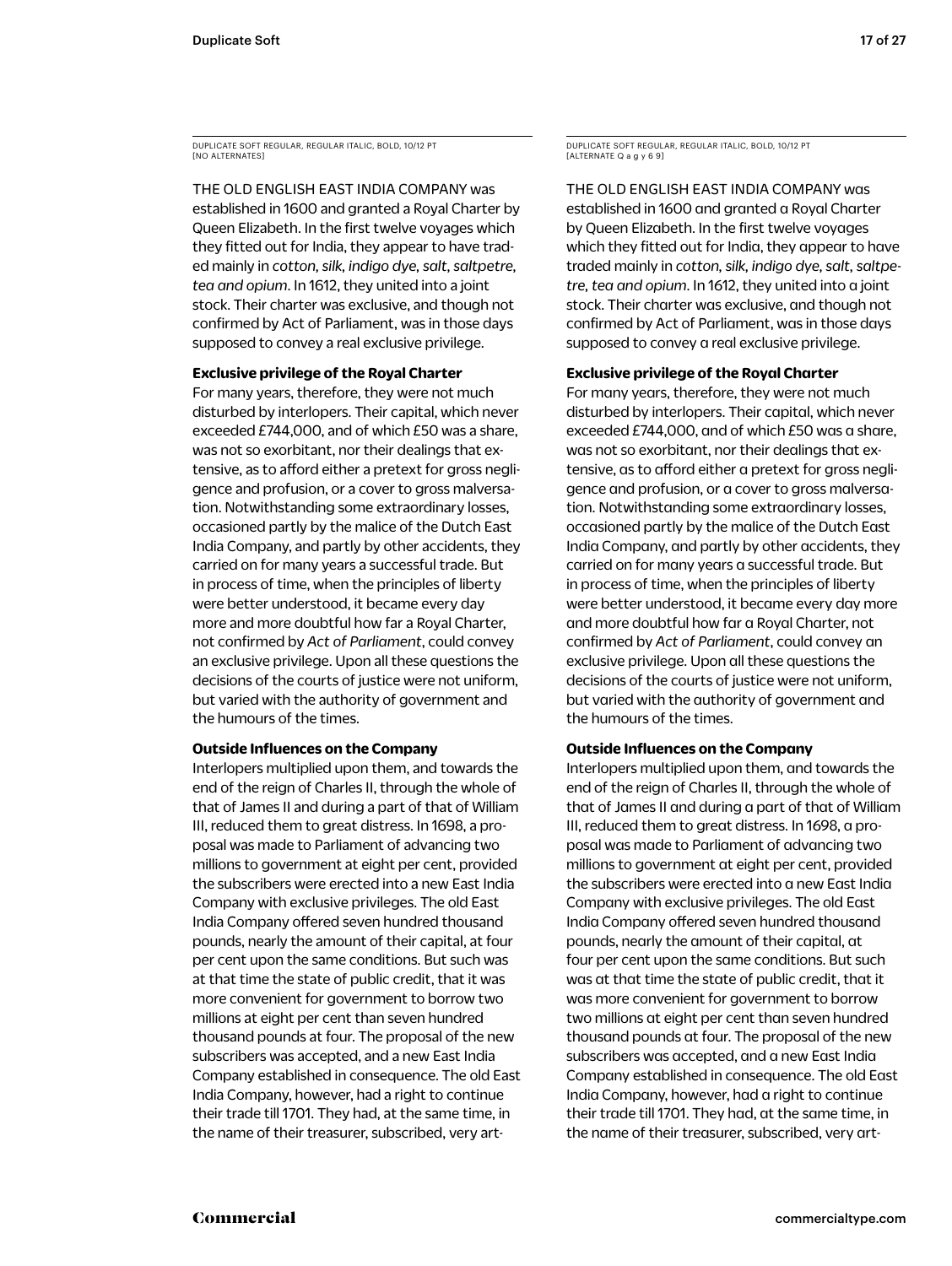DUPLICATE SOFT REGULAR, REGULAR ITALIC, BOLD, 10/12 PT
[NO ALTERNATES]

THE OLD ENGLISH EAST INDIA COMPANY was established in 1600 and granted a Royal Charter by Queen Elizabeth. In the first twelve voyages which they fitted out for India, they appear to have traded mainly in *cotton, silk, indigo dye, salt, saltpetre, tea and opium*. In 1612, they united into a joint stock. Their charter was exclusive, and though not confirmed by Act of Parliament, was in those days supposed to convey a real exclusive privilege.

**Exclusive privilege of the Royal Charter**

For many years, therefore, they were not much disturbed by interlopers. Their capital, which never exceeded £744,000, and of which £50 was a share, was not so exorbitant, nor their dealings that extensive, as to afford either a pretext for gross negligence and profusion, or a cover to gross malversation. Notwithstanding some extraordinary losses, occasioned partly by the malice of the Dutch East India Company, and partly by other accidents, they carried on for many years a successful trade. But in process of time, when the principles of liberty were better understood, it became every day more and more doubtful how far a Royal Charter, not confirmed by *Act of Parliament*, could convey an exclusive privilege. Upon all these questions the decisions of the courts of justice were not uniform, but varied with the authority of government and the humours of the times.

**Outside Influences on the Company**

Interlopers multiplied upon them, and towards the end of the reign of Charles II, through the whole of that of James II and during a part of that of William III, reduced them to great distress. In 1698, a proposal was made to Parliament of advancing two millions to government at eight per cent, provided the subscribers were erected into a new East India Company with exclusive privileges. The old East India Company offered seven hundred thousand pounds, nearly the amount of their capital, at four per cent upon the same conditions. But such was at that time the state of public credit, that it was more convenient for government to borrow two millions at eight per cent than seven hundred thousand pounds at four. The proposal of the new subscribers was accepted, and a new East India Company established in consequence. The old East India Company, however, had a right to continue their trade till 1701. They had, at the same time, in the name of their treasurer, subscribed, very art-

DUPLICATE SOFT REGULAR, REGULAR ITALIC, BOLD, 10/12 PT
[ALTERNATE Q a g y 6 9]

THE OLD ENGLISH EAST INDIA COMPANY was established in 1600 and granted a Royal Charter by Queen Elizabeth. In the first twelve voyages which they fitted out for India, they appear to have traded mainly in *cotton, silk, indigo dye, salt, saltpetre, tea and opium*. In 1612, they united into a joint stock. Their charter was exclusive, and though not confirmed by Act of Parliament, was in those days supposed to convey a real exclusive privilege.

**Exclusive privilege of the Royal Charter**

For many years, therefore, they were not much disturbed by interlopers. Their capital, which never exceeded £744,000, and of which £50 was a share, was not so exorbitant, nor their dealings that extensive, as to afford either a pretext for gross negligence and profusion, or a cover to gross malversation. Notwithstanding some extraordinary losses, occasioned partly by the malice of the Dutch East India Company, and partly by other accidents, they carried on for many years a successful trade. But in process of time, when the principles of liberty were better understood, it became every day more and more doubtful how far a Royal Charter, not confirmed by *Act of Parliament*, could convey an exclusive privilege. Upon all these questions the decisions of the courts of justice were not uniform, but varied with the authority of government and the humours of the times.

**Outside Influences on the Company**

Interlopers multiplied upon them, and towards the end of the reign of Charles II, through the whole of that of James II and during a part of that of William III, reduced them to great distress. In 1698, a proposal was made to Parliament of advancing two millions to government at eight per cent, provided the subscribers were erected into a new East India Company with exclusive privileges. The old East India Company offered seven hundred thousand pounds, nearly the amount of their capital, at four per cent upon the same conditions. But such was at that time the state of public credit, that it was more convenient for government to borrow two millions at eight per cent than seven hundred thousand pounds at four. The proposal of the new subscribers was accepted, and a new East India Company established in consequence. The old East India Company, however, had a right to continue their trade till 1701. They had, at the same time, in the name of their treasurer, subscribed, very art-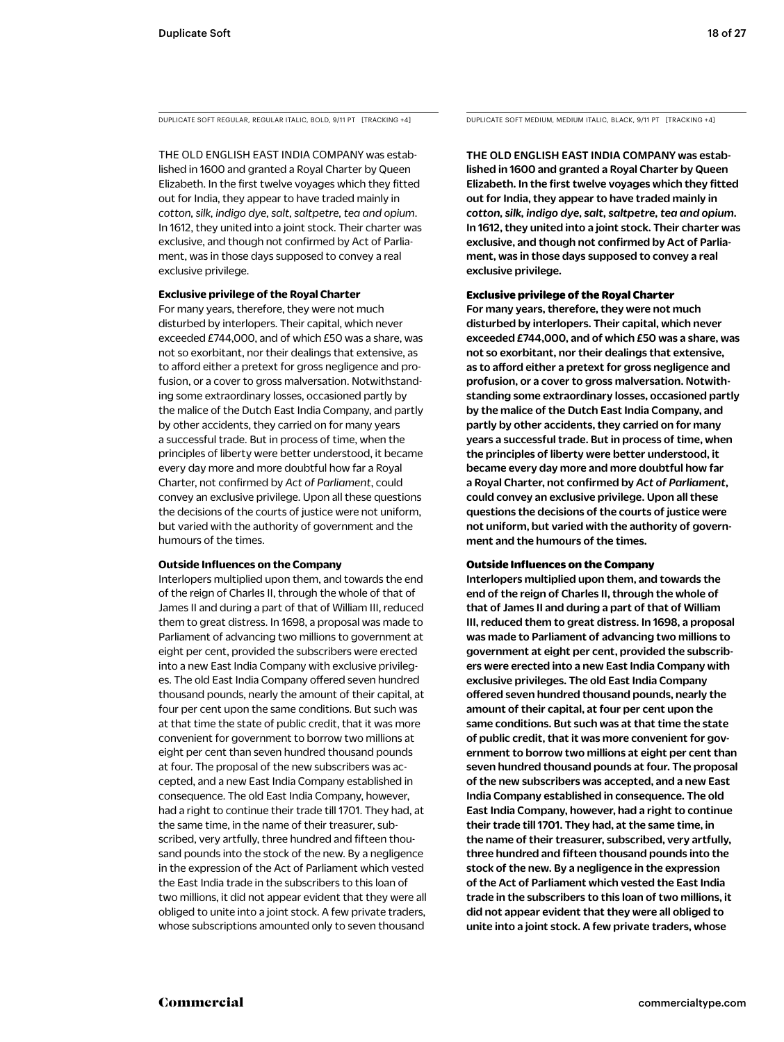DUPLICATE SOFT REGULAR, REGULAR ITALIC, BOLD, 9/11 PT [TRACKING +4]

THE OLD ENGLISH EAST INDIA COMPANY was established in 1600 and granted a Royal Charter by Queen Elizabeth. In the first twelve voyages which they fitted out for India, they appear to have traded mainly in *cotton, silk, indigo dye, salt, saltpetre, tea and opium*. In 1612, they united into a joint stock. Their charter was exclusive, and though not confirmed by Act of Parliament, was in those days supposed to convey a real exclusive privilege.

**Exclusive privilege of the Royal Charter**

For many years, therefore, they were not much disturbed by interlopers. Their capital, which never exceeded £744,000, and of which £50 was a share, was not so exorbitant, nor their dealings that extensive, as to afford either a pretext for gross negligence and profusion, or a cover to gross malversation. Notwithstanding some extraordinary losses, occasioned partly by the malice of the Dutch East India Company, and partly by other accidents, they carried on for many years a successful trade. But in process of time, when the principles of liberty were better understood, it became every day more and more doubtful how far a Royal Charter, not confirmed by *Act of Parliament*, could convey an exclusive privilege. Upon all these questions the decisions of the courts of justice were not uniform, but varied with the authority of government and the humours of the times.

**Outside Influences on the Company**

Interlopers multiplied upon them, and towards the end of the reign of Charles II, through the whole of that of James II and during a part of that of William III, reduced them to great distress. In 1698, a proposal was made to Parliament of advancing two millions to government at eight per cent, provided the subscribers were erected into a new East India Company with exclusive privileges. The old East India Company offered seven hundred thousand pounds, nearly the amount of their capital, at four per cent upon the same conditions. But such was at that time the state of public credit, that it was more convenient for government to borrow two millions at eight per cent than seven hundred thousand pounds at four. The proposal of the new subscribers was accepted, and a new East India Company established in consequence. The old East India Company, however, had a right to continue their trade till 1701. They had, at the same time, in the name of their treasurer, subscribed, very artfully, three hundred and fifteen thousand pounds into the stock of the new. By a negligence in the expression of the Act of Parliament which vested the East India trade in the subscribers to this loan of two millions, it did not appear evident that they were all obliged to unite into a joint stock. A few private traders, whose subscriptions amounted only to seven thousand

DUPLICATE SOFT MEDIUM, MEDIUM ITALIC, BLACK, 9/11 PT [TRACKING +4]

**THE OLD ENGLISH EAST INDIA COMPANY was established in 1600 and granted a Royal Charter by Queen Elizabeth. In the first twelve voyages which they fitted out for India, they appear to have traded mainly in *cotton, silk, indigo dye, salt, saltpetre, tea and opium*. In 1612, they united into a joint stock. Their charter was exclusive, and though not confirmed by Act of Parliament, was in those days supposed to convey a real exclusive privilege.**

**Exclusive privilege of the Royal Charter**

**For many years, therefore, they were not much disturbed by interlopers. Their capital, which never exceeded £744,000, and of which £50 was a share, was not so exorbitant, nor their dealings that extensive, as to afford either a pretext for gross negligence and profusion, or a cover to gross malversation. Notwithstanding some extraordinary losses, occasioned partly by the malice of the Dutch East India Company, and partly by other accidents, they carried on for many years a successful trade. But in process of time, when the principles of liberty were better understood, it became every day more and more doubtful how far a Royal Charter, not confirmed by *Act of Parliament*, could convey an exclusive privilege. Upon all these questions the decisions of the courts of justice were not uniform, but varied with the authority of government and the humours of the times.**

**Outside Influences on the Company**

**Interlopers multiplied upon them, and towards the end of the reign of Charles II, through the whole of that of James II and during a part of that of William III, reduced them to great distress. In 1698, a proposal was made to Parliament of advancing two millions to government at eight per cent, provided the subscribers were erected into a new East India Company with exclusive privileges. The old East India Company offered seven hundred thousand pounds, nearly the amount of their capital, at four per cent upon the same conditions. But such was at that time the state of public credit, that it was more convenient for government to borrow two millions at eight per cent than seven hundred thousand pounds at four. The proposal of the new subscribers was accepted, and a new East India Company established in consequence. The old East India Company, however, had a right to continue their trade till 1701. They had, at the same time, in the name of their treasurer, subscribed, very artfully, three hundred and fifteen thousand pounds into the stock of the new. By a negligence in the expression of the Act of Parliament which vested the East India trade in the subscribers to this loan of two millions, it did not appear evident that they were all obliged to unite into a joint stock. A few private traders, whose**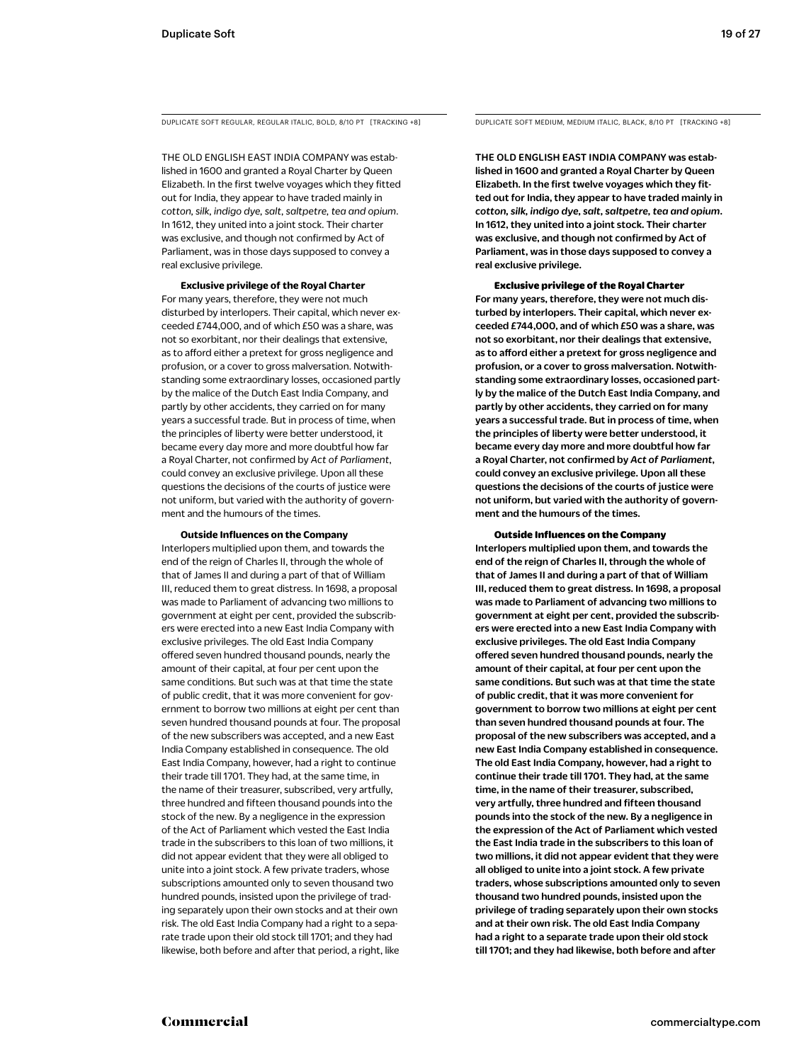DUPLICATE SOFT REGULAR, REGULAR ITALIC, BOLD, 8/10 PT [TRACKING +8]

THE OLD ENGLISH EAST INDIA COMPANY was established in 1600 and granted a Royal Charter by Queen Elizabeth. In the first twelve voyages which they fitted out for India, they appear to have traded mainly in *cotton, silk, indigo dye, salt, saltpetre, tea and opium*. In 1612, they united into a joint stock. Their charter was exclusive, and though not confirmed by Act of Parliament, was in those days supposed to convey a real exclusive privilege.

**Exclusive privilege of the Royal Charter**

For many years, therefore, they were not much disturbed by interlopers. Their capital, which never exceeded £744,000, and of which £50 was a share, was not so exorbitant, nor their dealings that extensive, as to afford either a pretext for gross negligence and profusion, or a cover to gross malversation. Notwithstanding some extraordinary losses, occasioned partly by the malice of the Dutch East India Company, and partly by other accidents, they carried on for many years a successful trade. But in process of time, when the principles of liberty were better understood, it became every day more and more doubtful how far a Royal Charter, not confirmed by *Act of Parliament*, could convey an exclusive privilege. Upon all these questions the decisions of the courts of justice were not uniform, but varied with the authority of government and the humours of the times.

**Outside Influences on the Company**

Interlopers multiplied upon them, and towards the end of the reign of Charles II, through the whole of that of James II and during a part of that of William III, reduced them to great distress. In 1698, a proposal was made to Parliament of advancing two millions to government at eight per cent, provided the subscribers were erected into a new East India Company with exclusive privileges. The old East India Company offered seven hundred thousand pounds, nearly the amount of their capital, at four per cent upon the same conditions. But such was at that time the state of public credit, that it was more convenient for government to borrow two millions at eight per cent than seven hundred thousand pounds at four. The proposal of the new subscribers was accepted, and a new East India Company established in consequence. The old East India Company, however, had a right to continue their trade till 1701. They had, at the same time, in the name of their treasurer, subscribed, very artfully, three hundred and fifteen thousand pounds into the stock of the new. By a negligence in the expression of the Act of Parliament which vested the East India trade in the subscribers to this loan of two millions, it did not appear evident that they were all obliged to unite into a joint stock. A few private traders, whose subscriptions amounted only to seven thousand two hundred pounds, insisted upon the privilege of trading separately upon their own stocks and at their own risk. The old East India Company had a right to a separate trade upon their old stock till 1701; and they had likewise, both before and after that period, a right, like

DUPLICATE SOFT MEDIUM, MEDIUM ITALIC, BLACK, 8/10 PT [TRACKING +8]

THE OLD ENGLISH EAST INDIA COMPANY was established in 1600 and granted a Royal Charter by Queen Elizabeth. In the first twelve voyages which they fitted out for India, they appear to have traded mainly in *cotton, silk, indigo dye, salt, saltpetre, tea and opium*. In 1612, they united into a joint stock. Their charter was exclusive, and though not confirmed by Act of Parliament, was in those days supposed to convey a real exclusive privilege.

**Exclusive privilege of the Royal Charter**

For many years, therefore, they were not much disturbed by interlopers. Their capital, which never exceeded £744,000, and of which £50 was a share, was not so exorbitant, nor their dealings that extensive, as to afford either a pretext for gross negligence and profusion, or a cover to gross malversation. Notwithstanding some extraordinary losses, occasioned partly by the malice of the Dutch East India Company, and partly by other accidents, they carried on for many years a successful trade. But in process of time, when the principles of liberty were better understood, it became every day more and more doubtful how far a Royal Charter, not confirmed by *Act of Parliament*, could convey an exclusive privilege. Upon all these questions the decisions of the courts of justice were not uniform, but varied with the authority of government and the humours of the times.

**Outside Influences on the Company**

Interlopers multiplied upon them, and towards the end of the reign of Charles II, through the whole of that of James II and during a part of that of William III, reduced them to great distress. In 1698, a proposal was made to Parliament of advancing two millions to government at eight per cent, provided the subscribers were erected into a new East India Company with exclusive privileges. The old East India Company offered seven hundred thousand pounds, nearly the amount of their capital, at four per cent upon the same conditions. But such was at that time the state of public credit, that it was more convenient for government to borrow two millions at eight per cent than seven hundred thousand pounds at four. The proposal of the new subscribers was accepted, and a new East India Company established in consequence. The old East India Company, however, had a right to continue their trade till 1701. They had, at the same time, in the name of their treasurer, subscribed, very artfully, three hundred and fifteen thousand pounds into the stock of the new. By a negligence in the expression of the Act of Parliament which vested the East India trade in the subscribers to this loan of two millions, it did not appear evident that they were all obliged to unite into a joint stock. A few private traders, whose subscriptions amounted only to seven thousand two hundred pounds, insisted upon the privilege of trading separately upon their own stocks and at their own risk. The old East India Company had a right to a separate trade upon their old stock till 1701; and they had likewise, both before and after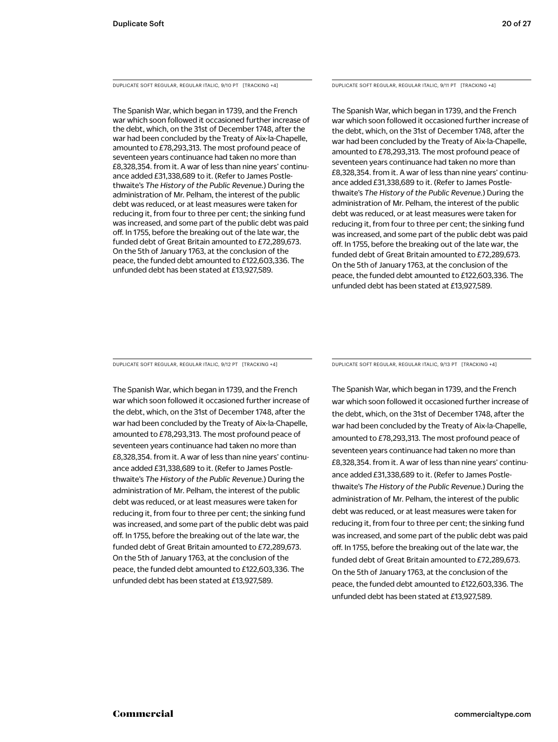DUPLICATE SOFT REGULAR, REGULAR ITALIC, 9/10 PT [TRACKING +4]

The Spanish War, which began in 1739, and the French war which soon followed it occasioned further increase of the debt, which, on the 31st of December 1748, after the war had been concluded by the Treaty of Aix-la-Chapelle, amounted to £78,293,313. The most profound peace of seventeen years continuance had taken no more than £8,328,354. from it. A war of less than nine years' continuance added £31,338,689 to it. (Refer to James Postlethwaite's *The History of the Public Revenue.*) During the administration of Mr. Pelham, the interest of the public debt was reduced, or at least measures were taken for reducing it, from four to three per cent; the sinking fund was increased, and some part of the public debt was paid off. In 1755, before the breaking out of the late war, the funded debt of Great Britain amounted to £72,289,673. On the 5th of January 1763, at the conclusion of the peace, the funded debt amounted to £122,603,336. The unfunded debt has been stated at £13,927,589.

DUPLICATE SOFT REGULAR, REGULAR ITALIC, 9/11 PT [TRACKING +4]

The Spanish War, which began in 1739, and the French war which soon followed it occasioned further increase of the debt, which, on the 31st of December 1748, after the war had been concluded by the Treaty of Aix-la-Chapelle, amounted to £78,293,313. The most profound peace of seventeen years continuance had taken no more than £8,328,354. from it. A war of less than nine years' continuance added £31,338,689 to it. (Refer to James Postlethwaite's *The History of the Public Revenue.*) During the administration of Mr. Pelham, the interest of the public debt was reduced, or at least measures were taken for reducing it, from four to three per cent; the sinking fund was increased, and some part of the public debt was paid off. In 1755, before the breaking out of the late war, the funded debt of Great Britain amounted to £72,289,673. On the 5th of January 1763, at the conclusion of the peace, the funded debt amounted to £122,603,336. The unfunded debt has been stated at £13,927,589.

DUPLICATE SOFT REGULAR, REGULAR ITALIC, 9/12 PT [TRACKING +4]

The Spanish War, which began in 1739, and the French war which soon followed it occasioned further increase of the debt, which, on the 31st of December 1748, after the war had been concluded by the Treaty of Aix-la-Chapelle, amounted to £78,293,313. The most profound peace of seventeen years continuance had taken no more than £8,328,354. from it. A war of less than nine years' continuance added £31,338,689 to it. (Refer to James Postlethwaite's *The History of the Public Revenue.*) During the administration of Mr. Pelham, the interest of the public debt was reduced, or at least measures were taken for reducing it, from four to three per cent; the sinking fund was increased, and some part of the public debt was paid off. In 1755, before the breaking out of the late war, the funded debt of Great Britain amounted to £72,289,673. On the 5th of January 1763, at the conclusion of the peace, the funded debt amounted to £122,603,336. The unfunded debt has been stated at £13,927,589.

DUPLICATE SOFT REGULAR, REGULAR ITALIC, 9/13 PT [TRACKING +4]

The Spanish War, which began in 1739, and the French war which soon followed it occasioned further increase of the debt, which, on the 31st of December 1748, after the war had been concluded by the Treaty of Aix-la-Chapelle, amounted to £78,293,313. The most profound peace of seventeen years continuance had taken no more than £8,328,354. from it. A war of less than nine years' continuance added £31,338,689 to it. (Refer to James Postlethwaite's *The History of the Public Revenue.*) During the administration of Mr. Pelham, the interest of the public debt was reduced, or at least measures were taken for reducing it, from four to three per cent; the sinking fund was increased, and some part of the public debt was paid off. In 1755, before the breaking out of the late war, the funded debt of Great Britain amounted to £72,289,673. On the 5th of January 1763, at the conclusion of the peace, the funded debt amounted to £122,603,336. The unfunded debt has been stated at £13,927,589.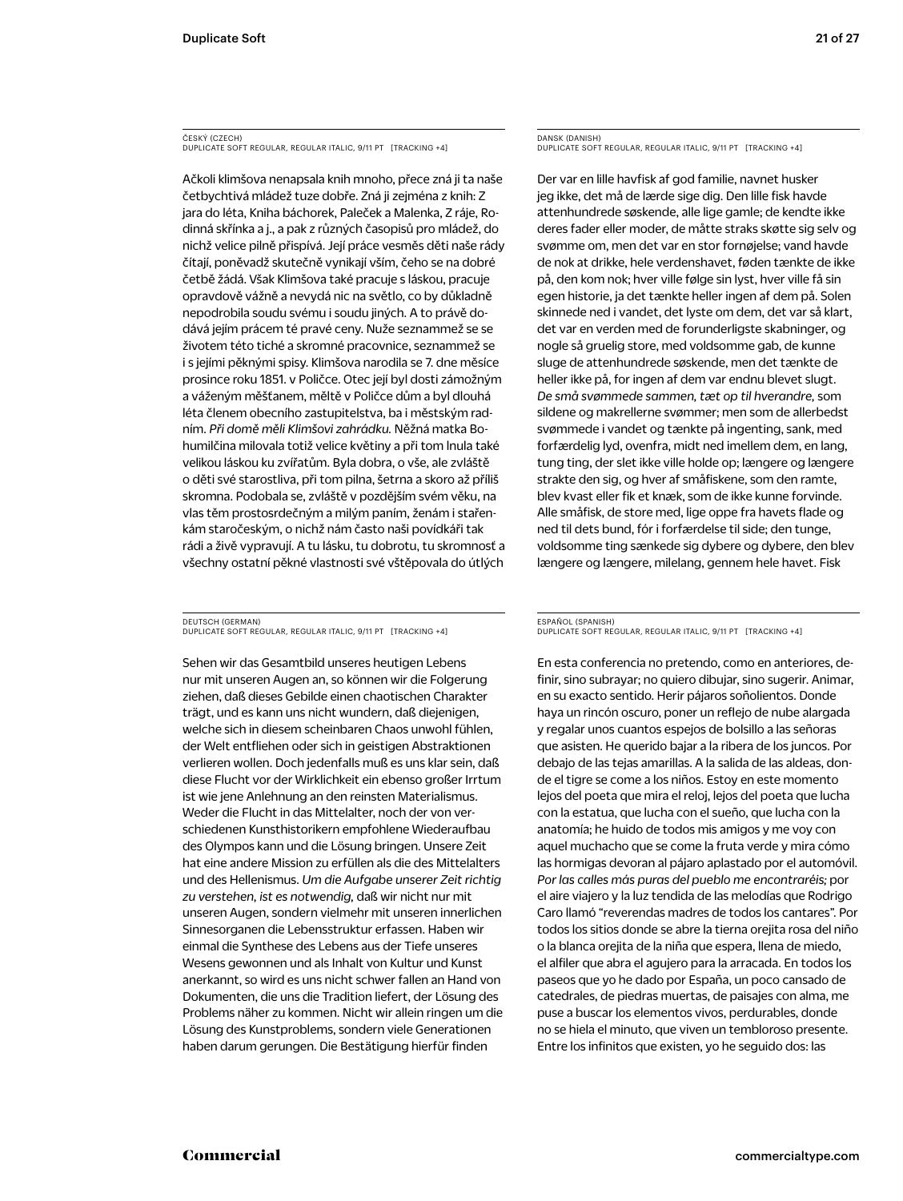ČESKÝ (CZECH)
DUPLICATE SOFT REGULAR, REGULAR ITALIC, 9/11 PT [TRACKING +4]

Ačkoli klimšova nenapsala knih mnoho, přece zná ji ta naše čet­bychtivá mládež tuze dobře. Zná ji zejména z knih: Z jara do léta, Kniha báchorek, Paleček a Malenka, Z ráje, Rodinná skřínka a j., a pak z různých časopisů pro mládež, do nichž velice pilně přispívá. Její práce vesměs děti naše rády čítají, poněvadž skutečně vynikají vším, čeho se na dobré četbě žádá. Však Klimšova také pracuje s láskou, pracuje opravdově vážně a nevydá nic na světlo, co by důkladně nepodrobila soudu svému i soudu jiných. A to právě dodává jejím prácem té pravé ceny. Nuže seznammež se se životem této tiché a skromné pracovnice, seznammež se i s jejími pěknými spisy. Klimšova narodila se 7. dne měsíce prosince roku 1851. v Poličce. Otec její byl dosti zámožným a váženým měšťanem, měltě v Poličce dům a byl dlouhá léta členem obecního zastupitelstva, ba i městským radním. *Při domě měli Klimšovi zahrádku.* Něžná matka Bohumilčina milovala totiž velice květiny a při tom lnula také velikou láskou ku zvířatům. Byla dobra, o vše, ale zvláště o děti své starostliva, při tom pilna, šetrna a skoro až příliš skromna. Podobala se, zvláště v pozdějším svém věku, na vlas těm prostosrdečným a milým paním, ženám i stařenkám staročeským, o nichž nám často naši povídkáři tak rádi a živě vypravují. A tu lásku, tu dobrotu, tu skromnost a všechny ostatní pěkné vlastnosti své vštěpovala do útlých

DANSK (DANISH)
DUPLICATE SOFT REGULAR, REGULAR ITALIC, 9/11 PT [TRACKING +4]

Der var en lille havfisk af god familie, navnet husker jeg ikke, det må de lærde sige dig. Den lille fisk havde attenhundrede søskende, alle lige gamle; de kendte ikke deres fader eller moder, de måtte straks skøtte sig selv og svømme om, men det var en stor fornøjelse; vand havde de nok at drikke, hele verdenshavet, føden tænkte de ikke på, den kom nok; hver ville følge sin lyst, hver ville få sin egen historie, ja det tænkte heller ingen af dem på. Solen skinnede ned i vandet, det lyste om dem, det var så klart, det var en verden med de forunderligste skabninger, og nogle så gruelig store, med voldsomme gab, de kunne sluge de attenhundrede søskende, men det tænkte de heller ikke på, for ingen af dem var endnu blevet slugt. *De små svømmede sammen, tæt op til hverandre,* som sildene og makrellerne svømmer; men som de allerbedst svømmede i vandet og tænkte på ingenting, sank, med forfærdelig lyd, ovenfra, midt ned imellem dem, en lang, tung ting, der slet ikke ville holde op; længere og længere strakte den sig, og hver af småfiskene, som den ramte, blev kvast eller fik et knæk, som de ikke kunne forvinde. Alle småfisk, de store med, lige oppe fra havets flade og ned til dets bund, fór i forfærdelse til side; den tunge, voldsomme ting sænkede sig dybere og dybere, den blev længere og længere, milelang, gennem hele havet. Fisk

DEUTSCH (GERMAN)
DUPLICATE SOFT REGULAR, REGULAR ITALIC, 9/11 PT [TRACKING +4]

Sehen wir das Gesamtbild unseres heutigen Lebens nur mit unseren Augen an, so können wir die Folgerung ziehen, daß dieses Gebilde einen chaotischen Charakter trägt, und es kann uns nicht wundern, daß diejenigen, welche sich in diesem scheinbaren Chaos unwohl fühlen, der Welt entfliehen oder sich in geistigen Abstraktionen verlieren wollen. Doch jedenfalls muß es uns klar sein, daß diese Flucht vor der Wirklichkeit ein ebenso großer Irrtum ist wie jene Anlehnung an den reinsten Materialismus. Weder die Flucht in das Mittelalter, noch der von verschiedenen Kunsthistorikern empfohlene Wiederaufbau des Olympos kann und die Lösung bringen. Unsere Zeit hat eine andere Mission zu erfüllen als die des Mittelalters und des Hellenismus. *Um die Aufgabe unserer Zeit richtig zu verstehen, ist es notwendig,* daß wir nicht nur mit unseren Augen, sondern vielmehr mit unseren innerlichen Sinnesorganen die Lebensstruktur erfassen. Haben wir einmal die Synthese des Lebens aus der Tiefe unseres Wesens gewonnen und als Inhalt von Kultur und Kunst anerkannt, so wird es uns nicht schwer fallen an Hand von Dokumenten, die uns die Tradition liefert, der Lösung des Problems näher zu kommen. Nicht wir allein ringen um die Lösung des Kunstproblems, sondern viele Generationen haben darum gerungen. Die Bestätigung hierfür finden

ESPAÑOL (SPANISH)
DUPLICATE SOFT REGULAR, REGULAR ITALIC, 9/11 PT [TRACKING +4]

En esta conferencia no pretendo, como en anteriores, definir, sino subrayar; no quiero dibujar, sino sugerir. Animar, en su exacto sentido. Herir pájaros soñolientos. Donde haya un rincón oscuro, poner un reflejo de nube alargada y regalar unos cuantos espejos de bolsillo a las señoras que asisten. He querido bajar a la ribera de los juncos. Por debajo de las tejas amarillas. A la salida de las aldeas, donde el tigre se come a los niños. Estoy en este momento lejos del poeta que mira el reloj, lejos del poeta que lucha con la estatua, que lucha con el sueño, que lucha con la anatomía; he huido de todos mis amigos y me voy con aquel muchacho que se come la fruta verde y mira cómo las hormigas devoran al pájaro aplastado por el automóvil. *Por las calles más puras del pueblo me encontraréis;* por el aire viajero y la luz tendida de las melodías que Rodrigo Caro llamó "reverendas madres de todos los cantares". Por todos los sitios donde se abre la tierna orejita rosa del niño o la blanca orejita de la niña que espera, llena de miedo, el alfiler que abra el agujero para la arracada. En todos los paseos que yo he dado por España, un poco cansado de catedrales, de piedras muertas, de paisajes con alma, me puse a buscar los elementos vivos, perdurables, donde no se hiela el minuto, que viven un tembloroso presente. Entre los infinitos que existen, yo he seguido dos: las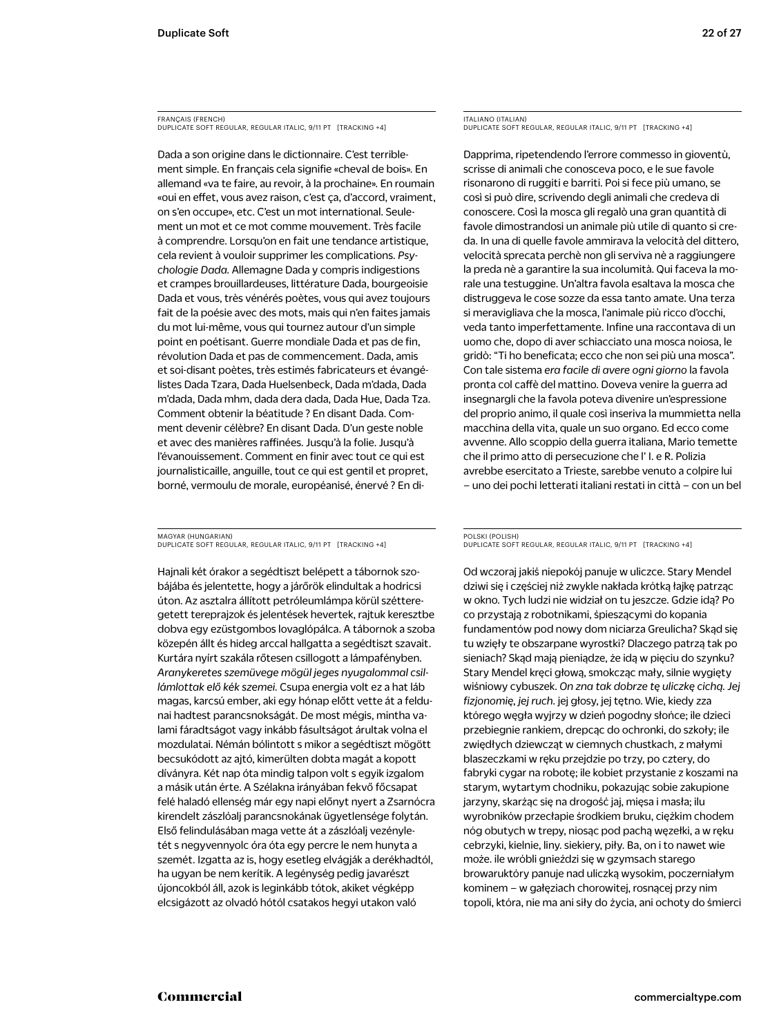FRANÇAIS (FRENCH)
DUPLICATE SOFT REGULAR, REGULAR ITALIC, 9/11 PT [TRACKING +4]

Dada a son origine dans le dictionnaire. C'est terriblement simple. En français cela signifie «cheval de bois». En allemand «va te faire, au revoir, à la prochaine». En roumain «oui en effet, vous avez raison, c'est ça, d'accord, vraiment, on s'en occupe», etc. C'est un mot international. Seulement un mot et ce mot comme mouvement. Très facile à comprendre. Lorsqu'on en fait une tendance artistique, cela revient à vouloir supprimer les complications. *Psychologie Dada.* Allemagne Dada y compris indigestions et crampes brouillardeuses, littérature Dada, bourgeoisie Dada et vous, très vénérés poètes, vous qui avez toujours fait de la poésie avec des mots, mais qui n'en faites jamais du mot lui-même, vous qui tournez autour d'un simple point en poétisant. Guerre mondiale Dada et pas de fin, révolution Dada et pas de commencement. Dada, amis et soi-disant poètes, très estimés fabricateurs et évangélistes Dada Tzara, Dada Huelsenbeck, Dada m'dada, Dada m'dada, Dada mhm, dada dera dada, Dada Hue, Dada Tza. Comment obtenir la béatitude ? En disant Dada. Comment devenir célèbre? En disant Dada. D'un geste noble et avec des manières raffinées. Jusqu'à la folie. Jusqu'à l'évanouissement. Comment en finir avec tout ce qui est journalisticaille, anguille, tout ce qui est gentil et propret, borné, vermoulu de morale, européanisé, énervé ? En di-

ITALIANO (ITALIAN)
DUPLICATE SOFT REGULAR, REGULAR ITALIC, 9/11 PT [TRACKING +4]

Dapprima, ripetendendo l'errore commesso in gioventù, scrisse di animali che conosceva poco, e le sue favole risonarono di ruggiti e barriti. Poi si fece più umano, se così si può dire, scrivendo degli animali che credeva di conoscere. Così la mosca gli regalò una gran quantità di favole dimostrandosi un animale più utile di quanto si creda. In una di quelle favole ammirava la velocità del dittero, velocità sprecata perchè non gli serviva nè a raggiungere la preda nè a garantire la sua incolumità. Qui faceva la morale una testuggine. Un'altra favola esaltava la mosca che distruggeva le cose sozze da essa tanto amate. Una terza si meravigliava che la mosca, l'animale più ricco d'occhi, veda tanto imperfettamente. Infine una raccontava di un uomo che, dopo di aver schiacciato una mosca noiosa, le gridò: "Ti ho beneficata; ecco che non sei più una mosca". Con tale sistema *era facile di avere ogni giorno* la favola pronta col caffè del mattino. Doveva venire la guerra ad insegnargli che la favola poteva divenire un'espressione del proprio animo, il quale così inseriva la mummietta nella macchina della vita, quale un suo organo. Ed ecco come avvenne. Allo scoppio della guerra italiana, Mario temette che il primo atto di persecuzione che l' I. e R. Polizia avrebbe esercitato a Trieste, sarebbe venuto a colpire lui – uno dei pochi letterati italiani restati in città – con un bel

MAGYAR (HUNGARIAN)
DUPLICATE SOFT REGULAR, REGULAR ITALIC, 9/11 PT [TRACKING +4]

Hajnali két órakor a segédtiszt belépett a tábornok szobájába és jelentette, hogy a járőrök elindultak a hodricsi úton. Az asztalra állított petróleumlámpa körül széttteregetett tereprajzok és jelentések hevertek, rajtuk keresztbe dobva egy ezüstgombos lovaglópálca. A tábornok a szoba közepén állt és hideg arccal hallgatta a segédtiszt szavait. Kurtára nyírt szakála rőtesen csillogott a lámpafényben. *Aranykeretes szemüvege mögül jeges nyugalommal csillámlottak elő kék szemei.* Csupa energia volt ez a hat láb magas, karcsú ember, aki egy hónap előtt vette át a feldunai hadtest parancsnokságát. De most mégis, mintha valami fáradtságot vagy inkább fásultságot árultak volna el mozdulatai. Némán bólintott s mikor a segédtiszt mögött becsukódott az ajtó, kimerülten dobta magát a kopott díványra. Két nap óta mindig talpon volt s egyik izgalom a másik után érte. A Szélakna irányában fekvő főcsapat felé haladó ellenség már egy napi előnyt nyert a Zsarnócra kirendelt zászlóalj parancsnokának ügyetlensége folytán. Első felindulásában maga vette át a zászlóalj vezényletét s negyvennyolc óra óta egy percre le nem hunyta a szemét. Izgatta az is, hogy esetleg elvágják a derékhadtól, ha ugyan be nem kerítik. A legénység pedig javarészt újoncokból áll, azok is leginkább tótok, akiket végképp elcsigázott az olvadó hótól csatakos hegyi utakon való

POLSKI (POLISH)
DUPLICATE SOFT REGULAR, REGULAR ITALIC, 9/11 PT [TRACKING +4]

Od wczoraj jakiś niepokój panuje w uliczce. Stary Mendel dziwi się i częściej niż zwykle nakłada krótką łajkę patrząc w okno. Tych ludzi nie widział on tu jeszcze. Gdzie idą? Po co przystają z robotnikami, śpieszącymi do kopania fundamentów pod nowy dom niciarza Greulicha? Skąd się tu wzięły te obszarpane wyrostki? Dlaczego patrzą tak po sieniach? Skąd mają pieniądze, że idą w pięciu do szynku? Stary Mendel kręci głową, smokcząc mały, silnie wygięty wiśniowy cybuszek. *On zna tak dobrze tę uliczkę cichą. Jej fizjonomię, jej ruch.* jej głosy, jej tętno. Wie, kiedy zza którego węgła wyjrzy w dzień pogodny słońce; ile dzieci przebiegnie rankiem, drepcąc do ochronki, do szkoły; ile zwiędłych dziewcząt w ciemnych chustkach, z małymi blaszeczkami w ręku przejdzie po trzy, po cztery, do fabryki cygar na robotę; ile kobiet przystanie z koszami na starym, wytartym chodniku, pokazując sobie zakupione jarzyny, skarżąc się na drogość jaj, mięsa i masła; ilu wyrobników przecłapie środkiem bruku, ciężkim chodem nóg obutych w trepy, niosąc pod pachą węzełki, a w ręku cebrzyki, kielnie, liny. siekiery, piły. Ba, on i to nawet wie może. ile wróbli gnieździ się w gzymsach starego browaruktóry panuje nad uliczką wysokim, poczerniałym kominem – w gałęziach chorowitej, rosnącej przy nim topoli, która, nie ma ani siły do życia, ani ochoty do śmierci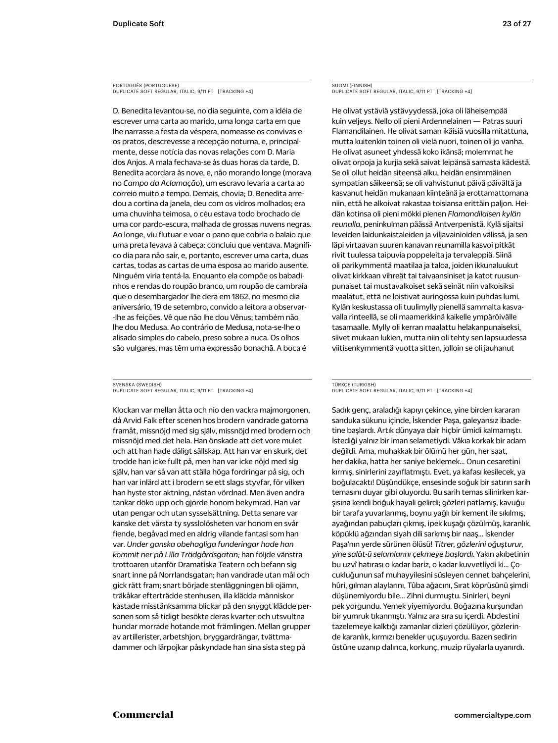PORTUGUÊS (PORTUGUESE)
DUPLICATE SOFT REGULAR, ITALIC, 9/11 PT [TRACKING +4]

D. Benedita levantou-se, no dia seguinte, com a idéia de escrever uma carta ao marido, uma longa carta em que lhe narrasse a festa da véspera, nomeasse os convivas e os pratos, descrevesse a recepção noturna, e, principalmente, desse notícia das novas relações com D. Maria dos Anjos. A mala fechava-se às duas horas da tarde, D. Benedita acordara às nove, e, não morando longe (morava no *Campo da Aclamação*), um escravo levaria a carta ao correio muito a tempo. Demais, chovia; D. Benedita arredou a cortina da janela, deu com os vidros molhados; era uma chuvinha teimosa, o céu estava todo brochado de uma cor pardo-escura, malhada de grossas nuvens negras. Ao longe, viu flutuar e voar o pano que cobria o balaio que uma preta levava à cabeça: concluiu que ventava. Magnífico dia para não sair, e, portanto, escrever uma carta, duas cartas, todas as cartas de uma esposa ao marido ausente. Ninguém viria tentá-la. Enquanto ela compõe os babadinhos e rendas do roupão branco, um roupão de cambraia que o desembargador lhe dera em 1862, no mesmo dia aniversário, 19 de setembro, convido a leitora a observar--lhe as feições. Vê que não lhe dou Vênus; também não lhe dou Medusa. Ao contrário de Medusa, nota-se-lhe o alisado simples do cabelo, preso sobre a nuca. Os olhos são vulgares, mas têm uma expressão bonachã. A boca é

SUOMI (FINNISH)
DUPLICATE SOFT REGULAR, ITALIC, 9/11 PT [TRACKING +4]

He olivat ystäviä ystävyydessä, joka oli läheisempää kuin veljeys. Nello oli pieni Ardennelainen — Patras suuri Flamandilainen. He olivat saman ikäisiä vuosilla mitattuna, mutta kuitenkin toinen oli vielä nuori, toinen oli jo vanha. He olivat asuneet yhdessä koko ikänsä; molemmat he olivat orpoja ja kurjia sekä saivat leipänsä samasta kädestä. Se oli ollut heidän siteensä alku, heidän ensimmäinen sympatian säikeensä; se oli vahvistunut päivä päivältä ja kasvanut heidän mukanaan kiinteänä ja erottamattomana niin, että he alkoivat rakastaa toisiansa erittäin paljon. Heidän kotinsa oli pieni mökki pienen *Flamandilaisen kylän reunalla*, peninkulman päässä Antverpenistä. Kylä sijaitsi leveiden laidunkaistaleiden ja viljavainioiden välissä, ja sen läpi virtaavan suuren kanavan reunamilla kasvoi pitkät rivit tuulessa taipuvia poppeleita ja tervaleppiä. Siinä oli parikymmentä maatilaa ja taloa, joiden ikkunaluukut olivat kirkkaan vihreät tai taivaansiniset ja katot ruusunpunaiset tai mustavalkoiset sekä seinät niin valkoisiksi maalatut, että ne loistivat auringossa kuin puhdas lumi. Kylän keskustassa oli tuulimylly pienellä sammalta kasvavalla rinteellä, se oli maamerkkinä kaikelle ympäröivälle tasamaalle. Mylly oli kerran maalattu helakanpunaiseksi, siivet mukaan lukien, mutta niin oli tehty sen lapsuudessa viitisenkymmentä vuotta sitten, jolloin se oli jauhanut

SVENSKA (SWEDISH)
DUPLICATE SOFT REGULAR, ITALIC, 9/11 PT [TRACKING +4]

Klockan var mellan åtta och nio den vackra majmorgonen, då Arvid Falk efter scenen hos brodern vandrade gatorna framåt, missnöjd med sig själv, missnöjd med brodern och missnöjd med det hela. Han önskade att det vore mulet och att han hade dåligt sällskap. Att han var en skurk, det trodde han icke fullt på, men han var icke nöjd med sig själv, han var så van att ställa höga fordringar på sig, och han var inlärd att i brodern se ett slags styvfar, för vilken han hyste stor aktning, nästan vördnad. Men även andra tankar döko upp och gjorde honom bekymrad. Han var utan pengar och utan sysselsättning. Detta senare var kanske det värsta ty sysslolösheten var honom en svår fiende, begåvad med en aldrig vilande fantasi som han var. *Under ganska obehagliga funderingar hade han kommit ner på Lilla Trädgårdsgatan;* han följde vänstra trottoaren utanför Dramatiska Teatern och befann sig snart inne på Norrlandsgatan; han vandrade utan mål och gick rätt fram; snart började stenläggningen bli ojämn, träkåkar efterträdde stenhusen, illa klädda människor kastade misstänksamma blickar på den snyggt klädde personen som så tidigt besökte deras kvarter och utsvultna hundar morrade hotande mot främlingen. Mellan grupper av artillerister, arbetshjon, bryggardrängar, tvättmadammer och lärpojkar påskyndade han sina sista steg på

TÜRKÇE (TURKISH)
DUPLICATE SOFT REGULAR, ITALIC, 9/11 PT [TRACKING +4]

Sadık genç, araladığı kapıyı çekince, yine birden kararan sanduka sükunu içinde, İskender Paşa, galeyansız ibadetine başlardı. Artık dünyaya dair hiçbir ümidi kalmamıştı. İstediği yalnız bir iman selametiydi. Vâkıa korkak bir adam değildi. Ama, muhakkak bir ölümü her gün, her saat, her dakika, hatta her saniye beklemek... Onun cesaretini kırmış, sinirlerini zayıflatmıştı. Evet, ya kafası kesilecek, ya boğulacaktı! Düşündükçe, ensesinde soğuk bir satırın sarih temasını duyar gibi oluyordu. Bu sarih temas silinirken karşısına kendi boğuk hayali gelirdi; gözleri patlamış, kavuğu bir tarafa yuvarlanmış, boynu yağlı bir kement ile sıkılmış, ayağından pabuçları çıkmış, ipek kuşağı çözülmüş, karanlık, köpüklü ağzından siyah dili sarkmış bir naaş... İskender Paşa'nın yerde sürünen ölüsü! *Titrer, gözlerini oğuşturur, yine salât-ü selamlarını çekmeye başlardı.* Yakın akıbetinin bu uzvî hatırası o kadar bariz, o kadar kuvvetliydi ki... Çocukluğunun saf muhayyilesini süsleyen cennet bahçelerini, hûri, gılman alaylarını, Tûba ağacını, Sırat köprüsünü şimdi düşünemiyordu bile... Zihni durmuştu. Sinirleri, beyni pek yorgundu. Yemek yiyemiyordu. Boğazına kurşundan bir yumruk tıkanmıştı. Yalnız ara sıra su içerdi. Abdestini tazelemeye kalktığı zamanlar dizleri çözülüyor, gözlerinde karanlık, kırmızı benekler uçuşuyordu. Bazen sedirin üstüne uzanıp dalınca, korkunç, muzip rüyalarla uyanırdı.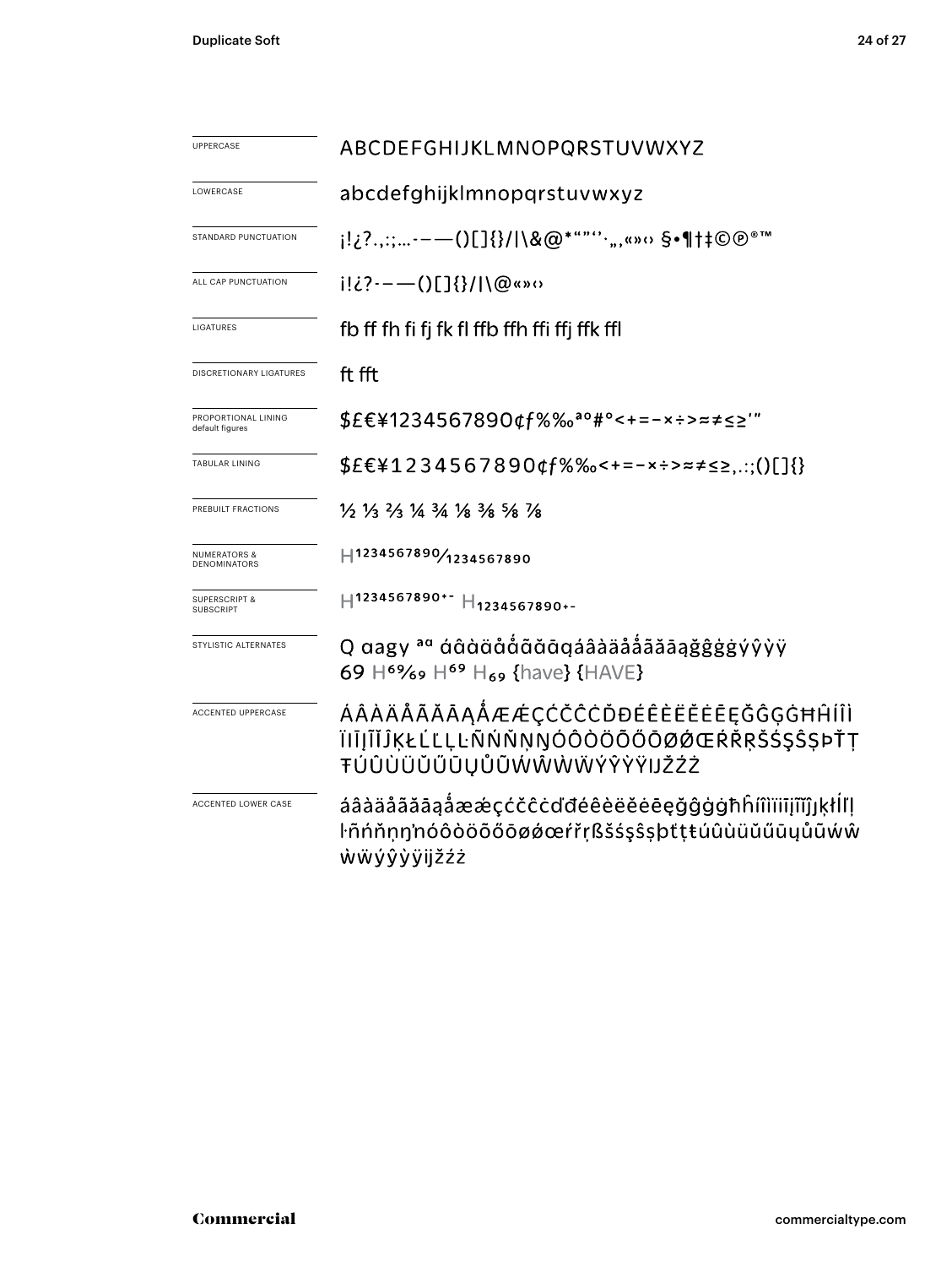| | |
|---|---|
| UPPERCASE | ABCDEFGHIJKLMNOPQRSTUVWXYZ |
| LOWERCASE | abcdefghijklmnopqrstuvwxyz |
| STANDARD PUNCTUATION | ¡!¿?.,:;…‐–—()[]{}/\|\&@*"”‘’·‚„«»‹› §•¶†‡©℗®™ |
| ALL CAP PUNCTUATION | ¡!¿?‐–—()[]{}/\|\@«»‹› |
| LIGATURES | fb ff fh fi fj fk fl ffb ffh ffi ffj ffk ffl |
| DISCRETIONARY LIGATURES | ft fft |
| PROPORTIONAL LINING default figures | $£€¥1234567890¢ƒ%‰ªº#°<+=−×÷>≈≠≤≥'" |
| TABULAR LINING | $£€¥1234567890¢ƒ%‰<+=−×÷>≈≠≤≥,.:;()[]{} |
| PREBUILT FRACTIONS | ½ ⅓ ⅔ ¼ ¾ ⅛ ⅜ ⅝ ⅞ |
| NUMERATORS & DENOMINATORS | H¹²³⁴⁵⁶⁷⁸⁹⁰⁄₁₂₃₄₅₆₇₈₉₀ |
| SUPERSCRIPT & SUBSCRIPT | H¹²³⁴⁵⁶⁷⁸⁹⁰⁺⁻ H₁₂₃₄₅₆₇₈₉₀₊₋ |
| STYLISTIC ALTERNATES | Q ɑagy ªᵅ ɑ́ɑ̂ɑ̀ɑ̈ɑ̊ɑ̊́ɑ̃ɑ̆ɑ̄ɑ̨áâàäåǻãăāąğĝģġýŷỳÿ 69 H⁶⁹⁄₆₉ H⁶⁹ H₆₉ {have} {HAVE} |
| ACCENTED UPPERCASE | ÁÂÀÄÅÃĂĀĄǺÆǼÇĆČĈĊĎĐÉÊÈËĔĖĒĘĞĜĢĠĦĤÍÎÌÏIĪĮĨĬĴĶŁĹĽĻĿÑŃŇŅŊÓÔÒÖÕŐŌØǾŒŔŘŖŠŚŞŜȘÞŤŢŦÚÛÙÜŬŰŪŲŮŨẂŴẀẄÝŶỲŸĲŽŹŻ |
| ACCENTED LOWER CASE | áâàäåãăāąǻæǽçćčĉċďđéêèëĕėēęğĝģġħĥíîìïiīįĩĭĵȷķłĺľļŀñńňņŋŉóôòöõőōøǿœŕřŗßšśşŝșþťţŧúûùüŭűūųůũẃŵẁẅýŷỳÿĳžźż |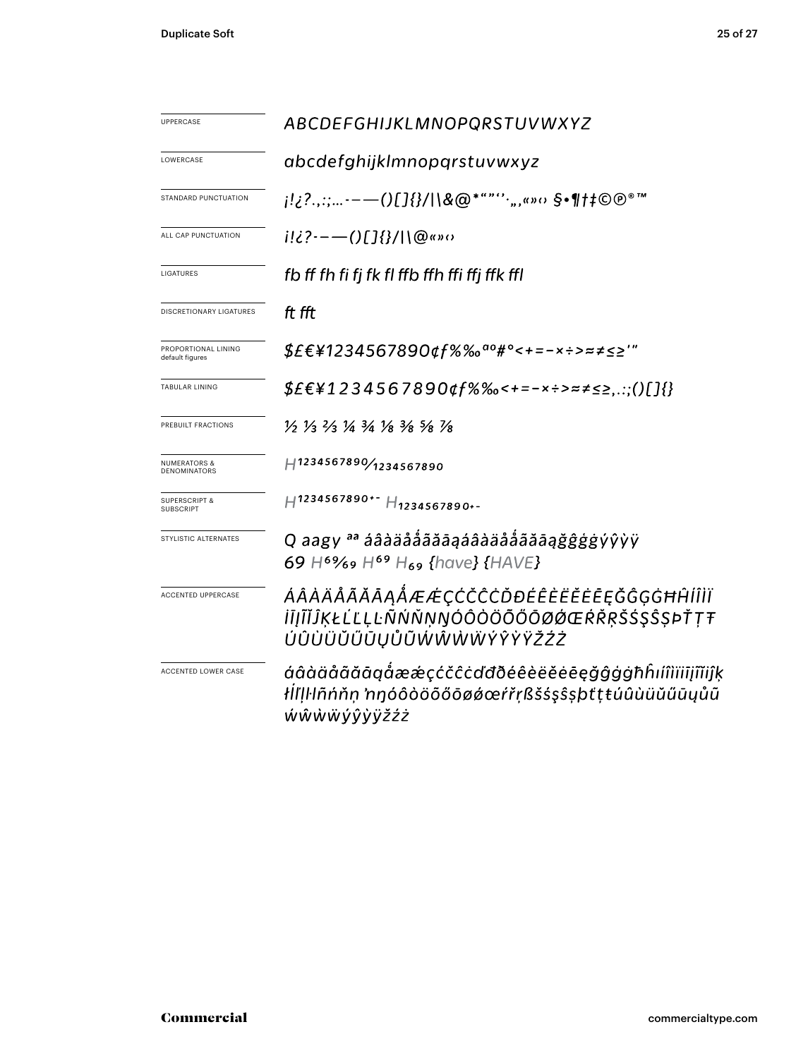| | |
|---|---|
| UPPERCASE | ABCDEFGHIJKLMNOPQRSTUVWXYZ |
| LOWERCASE | abcdefghijklmnopqrstuvwxyz |
| STANDARD PUNCTUATION | ¡!¿?.,:;…-–—()[]{}/|\&@*""''·‚„«»‹› §•¶†‡©℗®™ |
| ALL CAP PUNCTUATION | ¡!¿?-–—()[]{}/|\@«»‹› |
| LIGATURES | fb ff fh fi fj fk fl ffb ffh ffi ffj ffk ffl |
| DISCRETIONARY LIGATURES | ft fft |
| PROPORTIONAL LINING default figures | $£€¥1234567890¢ƒ%‰ªº#°<+=−×÷>≈≠≤≥'" |
| TABULAR LINING | $£€¥1234567890¢ƒ%‰<+=−×÷>≈≠≤≥,.:;()[]{} |
| PREBUILT FRACTIONS | ½ ⅓ ⅔ ¼ ¾ ⅛ ⅜ ⅝ ⅞ |
| NUMERATORS & DENOMINATORS | H1234567890⁄1234567890 |
| SUPERSCRIPT & SUBSCRIPT | H1234567890+- H1234567890+- |
| STYLISTIC ALTERNATES | Q aagy ªª áâàäåǻãăāąáâàäåǻãăāąğĝģġýŷỳÿ 69 H⁶⁹⁄₆₉ H⁶⁹ H₆₉ {have} {HAVE} |
| ACCENTED UPPERCASE | ÁÂÀÄÅÃĂĀĄǺÆǼÇĆČĈĊĎĐÉÊÈËĚĖĒĘĞĜĢĠĦĤÍÎÌÏİĪĮĨĬĴĶŁĹĽĻĿÑŃŇŅŊÓÔÒÖÕŐŌØǾŒŔŘŖŠŚŞŜȘÞŤŢŦÚÛÙÜŬŰŪŲŮŨẂŴẀẄÝŶỲŸŽŹŻ |
| ACCENTED LOWER CASE | áâàäåãăāąǻæǽçćčĉċďđðéêèëěėēęğĝģġħĥıíîìïīįĩĭĵķłĺľļŀñńňņŉŋóôòöõőōøǿœŕřŗßšśşŝșþťţŧúûùüŭűūųůũẃŵẁẅýŷỳÿžźż |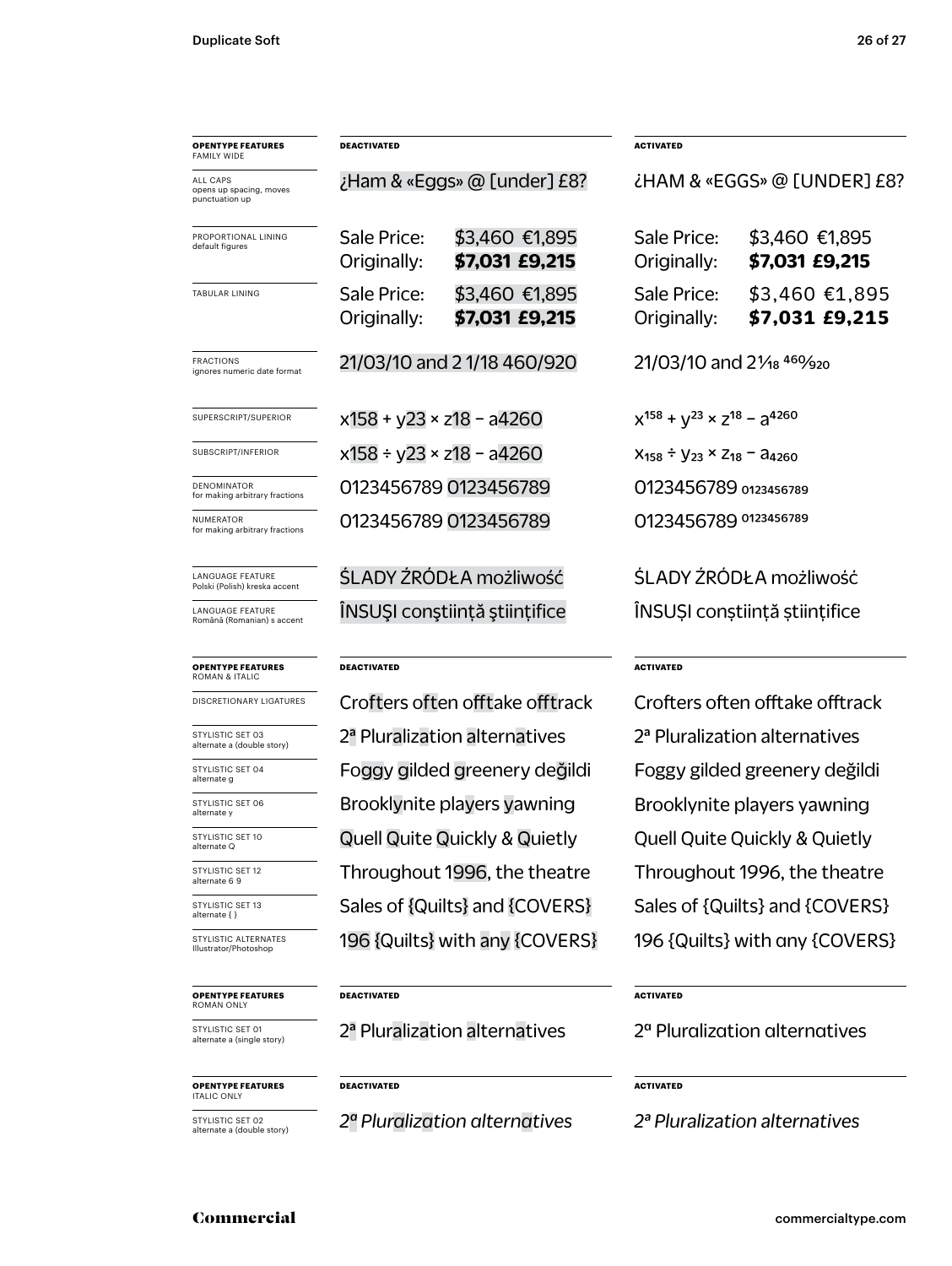| OPENTYPE FEATURES FAMILY WIDE | DEACTIVATED | ACTIVATED |
| --- | --- | --- |
| ALL CAPS opens up spacing, moves punctuation up | ¿Ham & «Eggs» @ [under] £8? | ¿HAM & «EGGS» @ [UNDER] £8? |
| PROPORTIONAL LINING default figures | Sale Price: $3,460 €1,895 Originally: **$7,031 £9,215** | Sale Price: $3,460 €1,895 Originally: **$7,031 £9,215** |
| TABULAR LINING | Sale Price: $3,460 €1,895 Originally: **$7,031 £9,215** | Sale Price: $3,460 €1,895 Originally: **$7,031 £9,215** |
| FRACTIONS ignores numeric date format | 21/03/10 and 2 1/18 460/920 | 21/03/10 and 2⅟18 460⁄920 |
| SUPERSCRIPT/SUPERIOR | x158 + y23 × z18 − a4260 | $x^{158} + y^{23} \times z^{18} - a^{4260}$ |
| SUBSCRIPT/INFERIOR | x158 ÷ y23 × z18 − a4260 | $x_{158} \div y_{23} \times z_{18} - a_{4260}$ |
| DENOMINATOR for making arbitrary fractions | 0123456789 0123456789 | 0123456789 $_{0123456789}$ |
| NUMERATOR for making arbitrary fractions | 0123456789 0123456789 | 0123456789 $^{0123456789}$ |
| LANGUAGE FEATURE Polski (Polish) kreska accent | ŚLADY ŹRÓDŁA możliwość | ŚLADY ŹRÓDŁA możliwość |
| LANGUAGE FEATURE Română (Romanian) s accent | ÎNSUŞI conştiinţă ştiinţifice | ÎNSUȘI conștiință științifice |

| OPENTYPE FEATURES ROMAN & ITALIC | DEACTIVATED | ACTIVATED |
| --- | --- | --- |
| DISCRETIONARY LIGATURES | Crofters often offtake offtrack | Crofters often offtake offtrack |
| STYLISTIC SET 03 alternate a (double story) | 2ª Pluralization alternatives | 2ª Pluralization alternatives |
| STYLISTIC SET 04 alternate g | Foggy gilded greenery değildi | Foggy gilded greenery değildi |
| STYLISTIC SET 06 alternate y | Brooklynite players yawning | Brooklynite players yawning |
| STYLISTIC SET 10 alternate Q | Quell Quite Quickly & Quietly | Quell Quite Quickly & Quietly |
| STYLISTIC SET 12 alternate 6 9 | Throughout 1996, the theatre | Throughout 1996, the theatre |
| STYLISTIC SET 13 alternate { } | Sales of {Quilts} and {COVERS} | Sales of {Quilts} and {COVERS} |
| STYLISTIC ALTERNATES Illustrator/Photoshop | 196 {Quilts} with any {COVERS} | 196 {Quilts} with any {COVERS} |

| OPENTYPE FEATURES ROMAN ONLY | DEACTIVATED | ACTIVATED |
| --- | --- | --- |
| STYLISTIC SET 01 alternate a (single story) | 2ª Pluralization alternatives | 2ª Pluralization alternatives |

| OPENTYPE FEATURES ITALIC ONLY | DEACTIVATED | ACTIVATED |
| --- | --- | --- |
| STYLISTIC SET 02 alternate a (double story) | *2ª Pluralization alternatives* | *2ª Pluralization alternatives* |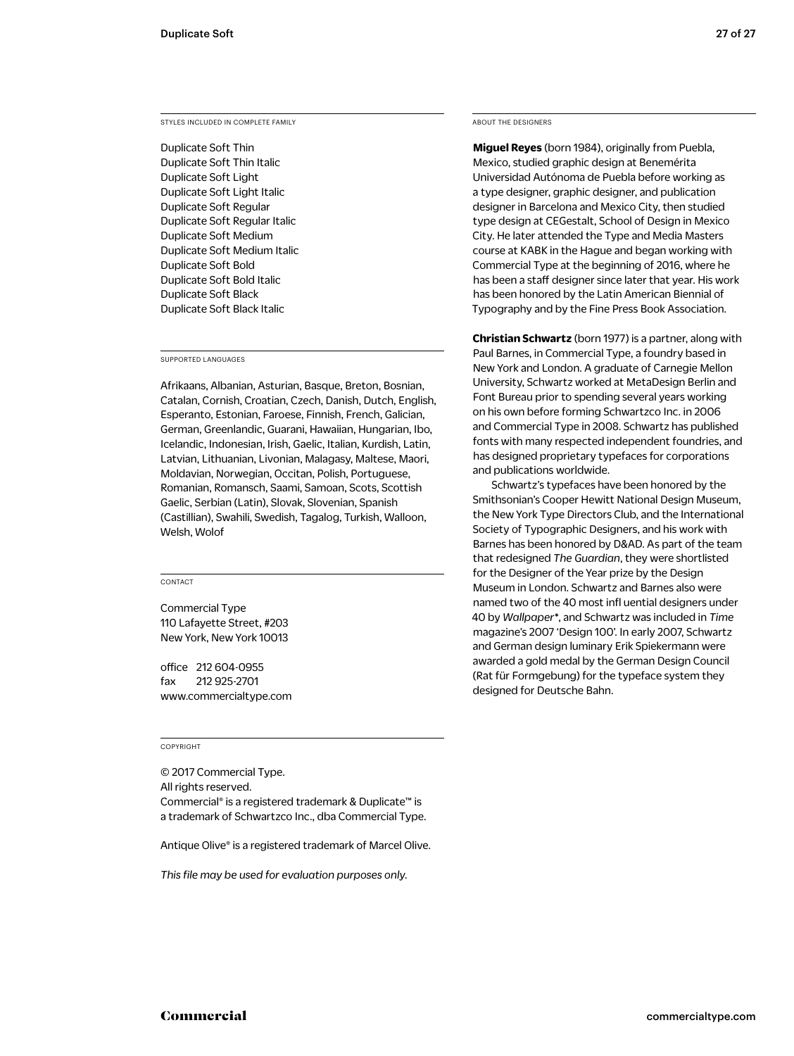## STYLES INCLUDED IN COMPLETE FAMILY

Duplicate Soft Thin
Duplicate Soft Thin Italic
Duplicate Soft Light
Duplicate Soft Light Italic
Duplicate Soft Regular
Duplicate Soft Regular Italic
Duplicate Soft Medium
Duplicate Soft Medium Italic
Duplicate Soft Bold
Duplicate Soft Bold Italic
Duplicate Soft Black
Duplicate Soft Black Italic

## SUPPORTED LANGUAGES

Afrikaans, Albanian, Asturian, Basque, Breton, Bosnian, Catalan, Cornish, Croatian, Czech, Danish, Dutch, English, Esperanto, Estonian, Faroese, Finnish, French, Galician, German, Greenlandic, Guarani, Hawaiian, Hungarian, Ibo, Icelandic, Indonesian, Irish, Gaelic, Italian, Kurdish, Latin, Latvian, Lithuanian, Livonian, Malagasy, Maltese, Maori, Moldavian, Norwegian, Occitan, Polish, Portuguese, Romanian, Romansch, Saami, Samoan, Scots, Scottish Gaelic, Serbian (Latin), Slovak, Slovenian, Spanish (Castillian), Swahili, Swedish, Tagalog, Turkish, Walloon, Welsh, Wolof

## CONTACT

Commercial Type
110 Lafayette Street, #203
New York, New York 10013

office 212 604-0955
fax 212 925-2701
www.commercialtype.com

## COPYRIGHT

© 2017 Commercial Type.
All rights reserved.
Commercial® is a registered trademark & Duplicate™ is a trademark of Schwartzco Inc., dba Commercial Type.

Antique Olive® is a registered trademark of Marcel Olive.

*This file may be used for evaluation purposes only.*

## ABOUT THE DESIGNERS

**Miguel Reyes** (born 1984), originally from Puebla, Mexico, studied graphic design at Benemérita Universidad Autónoma de Puebla before working as a type designer, graphic designer, and publication designer in Barcelona and Mexico City, then studied type design at CEGestalt, School of Design in Mexico City. He later attended the Type and Media Masters course at KABK in the Hague and began working with Commercial Type at the beginning of 2016, where he has been a staff designer since later that year. His work has been honored by the Latin American Biennial of Typography and by the Fine Press Book Association.

**Christian Schwartz** (born 1977) is a partner, along with Paul Barnes, in Commercial Type, a foundry based in New York and London. A graduate of Carnegie Mellon University, Schwartz worked at MetaDesign Berlin and Font Bureau prior to spending several years working on his own before forming Schwartzco Inc. in 2006 and Commercial Type in 2008. Schwartz has published fonts with many respected independent foundries, and has designed proprietary typefaces for corporations and publications worldwide.

Schwartz's typefaces have been honored by the Smithsonian's Cooper Hewitt National Design Museum, the New York Type Directors Club, and the International Society of Typographic Designers, and his work with Barnes has been honored by D&AD. As part of the team that redesigned *The Guardian*, they were shortlisted for the Designer of the Year prize by the Design Museum in London. Schwartz and Barnes also were named two of the 40 most infl uential designers under 40 by *Wallpaper**, and Schwartz was included in *Time* magazine's 2007 'Design 100'. In early 2007, Schwartz and German design luminary Erik Spiekermann were awarded a gold medal by the German Design Council (Rat für Formgebung) for the typeface system they designed for Deutsche Bahn.